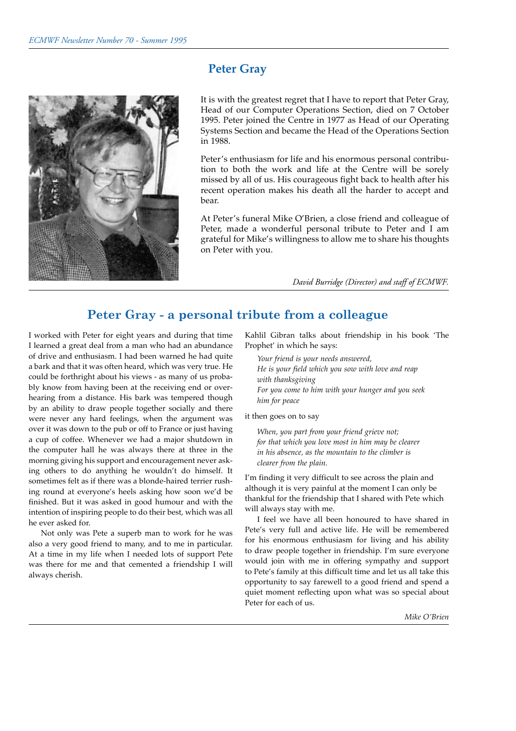## Peter Gray

It is with the greatest regret that I have to report that Peter Gray, Head of our Computer Operations Section, died on 7 October 1995. Peter joined the Centre in 1977 as Head of our Operating Systems Section and became the Head of the Operations Section in 1988.

Peter's enthusiasm for life and his enormous personal contribution to both the work and life at the Centre will be sorely missed by all of us. His courageous fight back to health after his recent operation makes his death all the harder to accept and bear.

At Peter's funeral Mike O'Brien, a close friend and colleague of Peter, made a wonderful personal tribute to Peter and I am grateful for Mike's willingness to allow me to share his thoughts on Peter with you.

*David Burridge (Director) and staff of ECMWF.*

## Peter Gray - a personal tribute from a colleague

I worked with Peter for eight years and during that time I learned a great deal from a man who had an abundance of drive and enthusiasm. I had been warned he had quite a bark and that it was often heard, which was very true. He could be forthright about his views - as many of us probably know from having been at the receiving end or overhearing from a distance. His bark was tempered though by an ability to draw people together socially and there were never any hard feelings, when the argument was over it was down to the pub or off to France or just having a cup of coffee. Whenever we had a major shutdown in the computer hall he was always there at three in the morning giving his support and encouragement never asking others to do anything he wouldn't do himself. It sometimes felt as if there was a blonde-haired terrier rushing round at everyone's heels asking how soon we'd be finished. But it was asked in good humour and with the intention of inspiring people to do their best, which was all he ever asked for.

Not only was Pete a superb man to work for he was also a very good friend to many, and to me in particular. At a time in my life when I needed lots of support Pete was there for me and that cemented a friendship I will always cherish.

Kahlil Gibran talks about friendship in his book 'The Prophet' in which he says:

*Your friend is your needs answered,*
*He is your field which you sow with love and reap with thanksgiving*
*For you come to him with your hunger and you seek him for peace*

it then goes on to say

*When, you part from your friend grieve not;*
*for that which you love most in him may be clearer*
*in his absence, as the mountain to the climber is*
*clearer from the plain.*

I'm finding it very difficult to see across the plain and although it is very painful at the moment I can only be thankful for the friendship that I shared with Pete which will always stay with me.

I feel we have all been honoured to have shared in Pete's very full and active life. He will be remembered for his enormous enthusiasm for living and his ability to draw people together in friendship. I'm sure everyone would join with me in offering sympathy and support to Pete's family at this difficult time and let us all take this opportunity to say farewell to a good friend and spend a quiet moment reflecting upon what was so special about Peter for each of us.

*Mike O'Brien*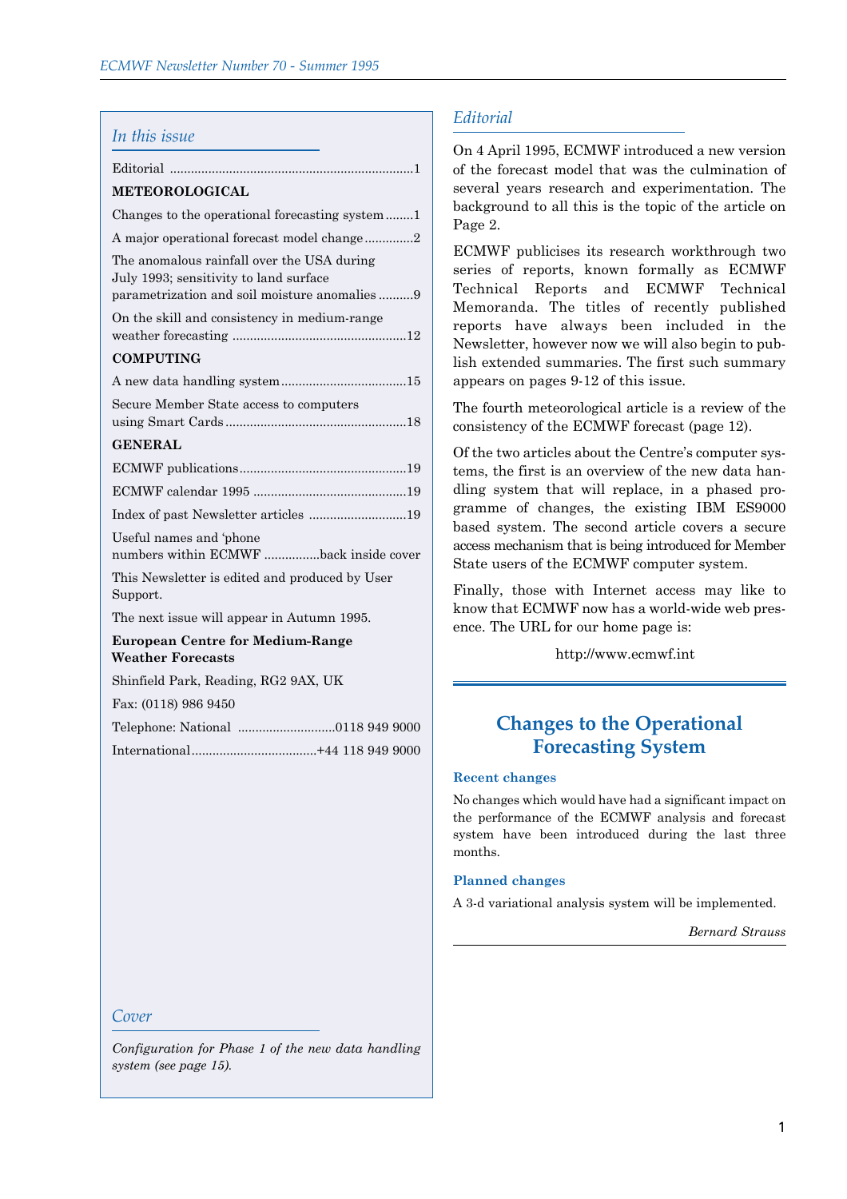## In this issue

Editorial ....................................................................1

**METEOROLOGICAL**

Changes to the operational forecasting system........1

A major operational forecast model change..............2

The anomalous rainfall over the USA during July 1993; sensitivity to land surface parametrization and soil moisture anomalies..........9

On the skill and consistency in medium-range weather forecasting ..................................................12

**COMPUTING**

A new data handling system....................................15

Secure Member State access to computers using Smart Cards....................................................18

**GENERAL**

ECMWF publications................................................19

ECMWF calendar 1995 ............................................19

Index of past Newsletter articles ............................19

Useful names and 'phone numbers within ECMWF ................back inside cover

This Newsletter is edited and produced by User Support.

The next issue will appear in Autumn 1995.

**European Centre for Medium-Range Weather Forecasts**

Shinfield Park, Reading, RG2 9AX, UK

Fax: (0118) 986 9450

Telephone: National ............................0118 949 9000

International....................................+44 118 949 9000

## Cover

*Configuration for Phase 1 of the new data handling system (see page 15).*

## Editorial

On 4 April 1995, ECMWF introduced a new version of the forecast model that was the culmination of several years research and experimentation. The background to all this is the topic of the article on Page 2.

ECMWF publicises its research workthrough two series of reports, known formally as ECMWF Technical Reports and ECMWF Technical Memoranda. The titles of recently published reports have always been included in the Newsletter, however now we will also begin to publish extended summaries. The first such summary appears on pages 9-12 of this issue.

The fourth meteorological article is a review of the consistency of the ECMWF forecast (page 12).

Of the two articles about the Centre's computer systems, the first is an overview of the new data handling system that will replace, in a phased programme of changes, the existing IBM ES9000 based system. The second article covers a secure access mechanism that is being introduced for Member State users of the ECMWF computer system.

Finally, those with Internet access may like to know that ECMWF now has a world-wide web presence. The URL for our home page is:

http://www.ecmwf.int

## Changes to the Operational Forecasting System

### Recent changes

No changes which would have had a significant impact on the performance of the ECMWF analysis and forecast system have been introduced during the last three months.

### Planned changes

A 3-d variational analysis system will be implemented.

*Bernard Strauss*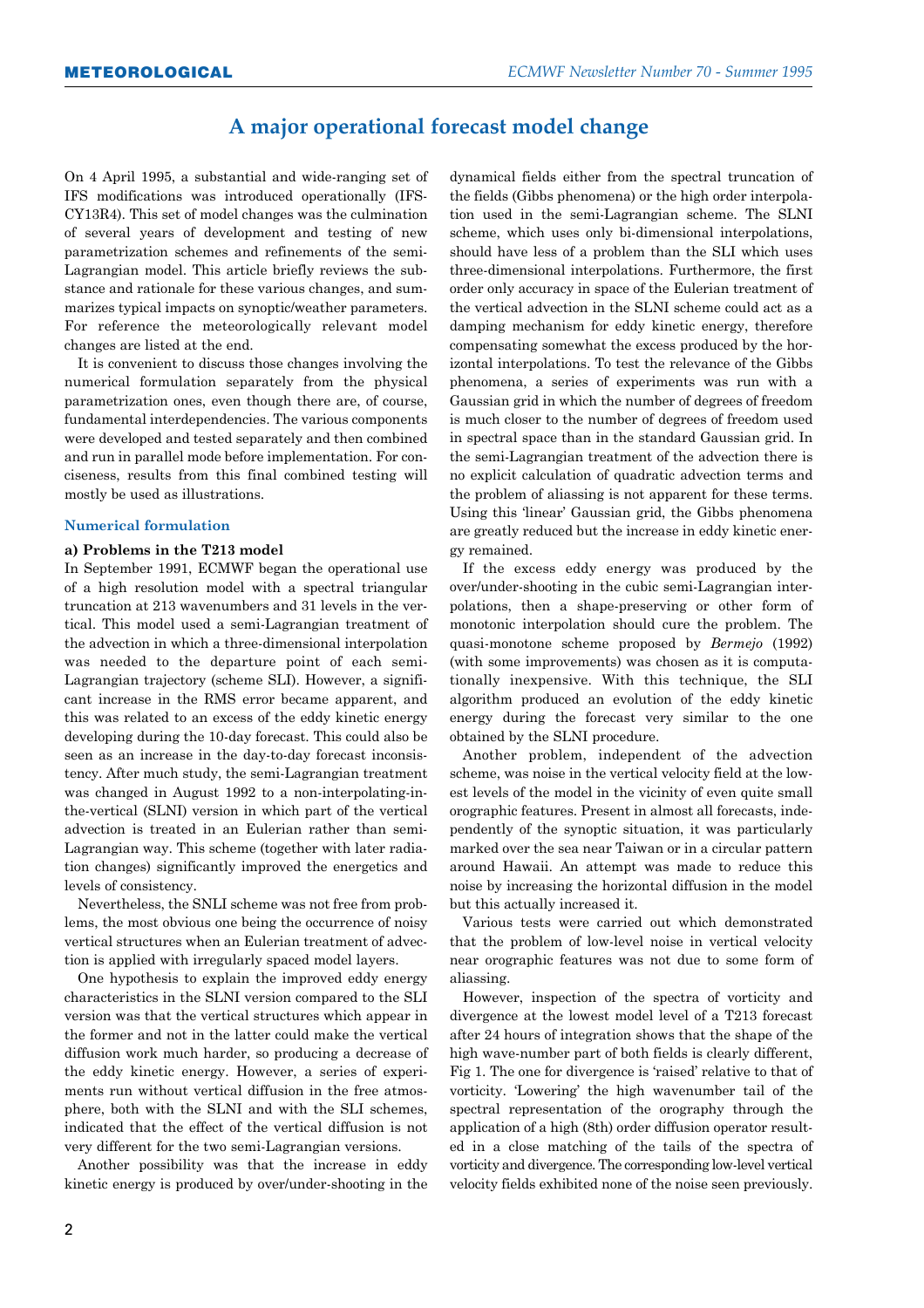# A major operational forecast model change

On 4 April 1995, a substantial and wide-ranging set of IFS modifications was introduced operationally (IFS-CY13R4). This set of model changes was the culmination of several years of development and testing of new parametrization schemes and refinements of the semi-Lagrangian model. This article briefly reviews the substance and rationale for these various changes, and summarizes typical impacts on synoptic/weather parameters. For reference the meteorologically relevant model changes are listed at the end.

It is convenient to discuss those changes involving the numerical formulation separately from the physical parametrization ones, even though there are, of course, fundamental interdependencies. The various components were developed and tested separately and then combined and run in parallel mode before implementation. For conciseness, results from this final combined testing will mostly be used as illustrations.

## Numerical formulation

### a) Problems in the T213 model

In September 1991, ECMWF began the operational use of a high resolution model with a spectral triangular truncation at 213 wavenumbers and 31 levels in the vertical. This model used a semi-Lagrangian treatment of the advection in which a three-dimensional interpolation was needed to the departure point of each semi-Lagrangian trajectory (scheme SLI). However, a significant increase in the RMS error became apparent, and this was related to an excess of the eddy kinetic energy developing during the 10-day forecast. This could also be seen as an increase in the day-to-day forecast inconsistency. After much study, the semi-Lagrangian treatment was changed in August 1992 to a non-interpolating-in-the-vertical (SLNI) version in which part of the vertical advection is treated in an Eulerian rather than semi-Lagrangian way. This scheme (together with later radiation changes) significantly improved the energetics and levels of consistency.

Nevertheless, the SNLI scheme was not free from problems, the most obvious one being the occurrence of noisy vertical structures when an Eulerian treatment of advection is applied with irregularly spaced model layers.

One hypothesis to explain the improved eddy energy characteristics in the SLNI version compared to the SLI version was that the vertical structures which appear in the former and not in the latter could make the vertical diffusion work much harder, so producing a decrease of the eddy kinetic energy. However, a series of experiments run without vertical diffusion in the free atmosphere, both with the SLNI and with the SLI schemes, indicated that the effect of the vertical diffusion is not very different for the two semi-Lagrangian versions.

Another possibility was that the increase in eddy kinetic energy is produced by over/under-shooting in the dynamical fields either from the spectral truncation of the fields (Gibbs phenomena) or the high order interpolation used in the semi-Lagrangian scheme. The SLNI scheme, which uses only bi-dimensional interpolations, should have less of a problem than the SLI which uses three-dimensional interpolations. Furthermore, the first order only accuracy in space of the Eulerian treatment of the vertical advection in the SLNI scheme could act as a damping mechanism for eddy kinetic energy, therefore compensating somewhat the excess produced by the horizontal interpolations. To test the relevance of the Gibbs phenomena, a series of experiments was run with a Gaussian grid in which the number of degrees of freedom is much closer to the number of degrees of freedom used in spectral space than in the standard Gaussian grid. In the semi-Lagrangian treatment of the advection there is no explicit calculation of quadratic advection terms and the problem of aliassing is not apparent for these terms. Using this 'linear' Gaussian grid, the Gibbs phenomena are greatly reduced but the increase in eddy kinetic energy remained.

If the excess eddy energy was produced by the over/under-shooting in the cubic semi-Lagrangian interpolations, then a shape-preserving or other form of monotonic interpolation should cure the problem. The quasi-monotone scheme proposed by *Bermejo* (1992) (with some improvements) was chosen as it is computationally inexpensive. With this technique, the SLI algorithm produced an evolution of the eddy kinetic energy during the forecast very similar to the one obtained by the SLNI procedure.

Another problem, independent of the advection scheme, was noise in the vertical velocity field at the lowest levels of the model in the vicinity of even quite small orographic features. Present in almost all forecasts, independently of the synoptic situation, it was particularly marked over the sea near Taiwan or in a circular pattern around Hawaii. An attempt was made to reduce this noise by increasing the horizontal diffusion in the model but this actually increased it.

Various tests were carried out which demonstrated that the problem of low-level noise in vertical velocity near orographic features was not due to some form of aliassing.

However, inspection of the spectra of vorticity and divergence at the lowest model level of a T213 forecast after 24 hours of integration shows that the shape of the high wave-number part of both fields is clearly different, Fig 1. The one for divergence is 'raised' relative to that of vorticity. 'Lowering' the high wavenumber tail of the spectral representation of the orography through the application of a high (8th) order diffusion operator resulted in a close matching of the tails of the spectra of vorticity and divergence. The corresponding low-level vertical velocity fields exhibited none of the noise seen previously.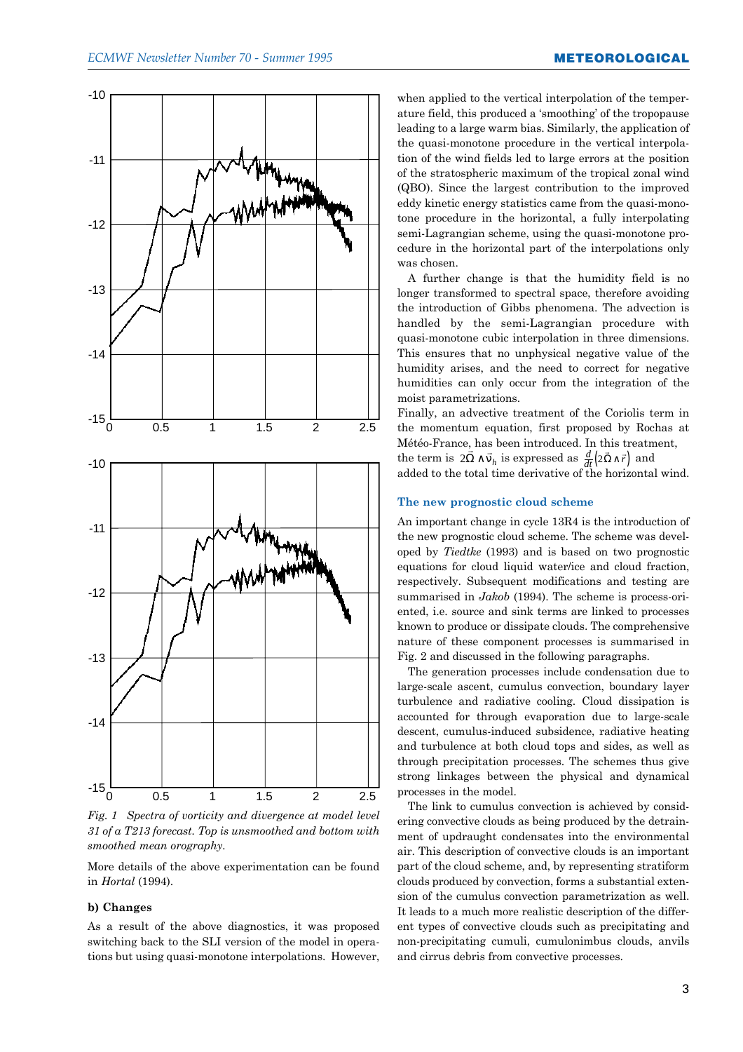*Fig. 1 Spectra of vorticity and divergence at model level 31 of a T213 forecast. Top is unsmoothed and bottom with smoothed mean orography.*

More details of the above experimentation can be found in *Hortal* (1994).

### b) Changes

As a result of the above diagnostics, it was proposed switching back to the SLI version of the model in operations but using quasi-monotone interpolations. However, when applied to the vertical interpolation of the temperature field, this produced a 'smoothing' of the tropopause leading to a large warm bias. Similarly, the application of the quasi-monotone procedure in the vertical interpolation of the wind fields led to large errors at the position of the stratospheric maximum of the tropical zonal wind (QBO). Since the largest contribution to the improved eddy kinetic energy statistics came from the quasi-monotone procedure in the horizontal, a fully interpolating semi-Lagrangian scheme, using the quasi-monotone procedure in the horizontal part of the interpolations only was chosen.

A further change is that the humidity field is no longer transformed to spectral space, therefore avoiding the introduction of Gibbs phenomena. The advection is handled by the semi-Lagrangian procedure with quasi-monotone cubic interpolation in three dimensions. This ensures that no unphysical negative value of the humidity arises, and the need to correct for negative humidities can only occur from the integration of the moist parametrizations.

Finally, an advective treatment of the Coriolis term in the momentum equation, first proposed by Rochas at Météo-France, has been introduced. In this treatment, the term is $2\vec{\Omega} \wedge \vec{v}_h$ is expressed as $\frac{d}{dt}\left(2\vec{\Omega} \wedge \vec{r}\right)$ and added to the total time derivative of the horizontal wind.

## The new prognostic cloud scheme

An important change in cycle 13R4 is the introduction of the new prognostic cloud scheme. The scheme was developed by *Tiedtke* (1993) and is based on two prognostic equations for cloud liquid water/ice and cloud fraction, respectively. Subsequent modifications and testing are summarised in *Jakob* (1994). The scheme is process-oriented, i.e. source and sink terms are linked to processes known to produce or dissipate clouds. The comprehensive nature of these component processes is summarised in Fig. 2 and discussed in the following paragraphs.

The generation processes include condensation due to large-scale ascent, cumulus convection, boundary layer turbulence and radiative cooling. Cloud dissipation is accounted for through evaporation due to large-scale descent, cumulus-induced subsidence, radiative heating and turbulence at both cloud tops and sides, as well as through precipitation processes. The schemes thus give strong linkages between the physical and dynamical processes in the model.

The link to cumulus convection is achieved by considering convective clouds as being produced by the detrainment of updraught condensates into the environmental air. This description of convective clouds is an important part of the cloud scheme, and, by representing stratiform clouds produced by convection, forms a substantial extension of the cumulus convection parametrization as well. It leads to a much more realistic description of the different types of convective clouds such as precipitating and non-precipitating cumuli, cumulonimbus clouds, anvils and cirrus debris from convective processes.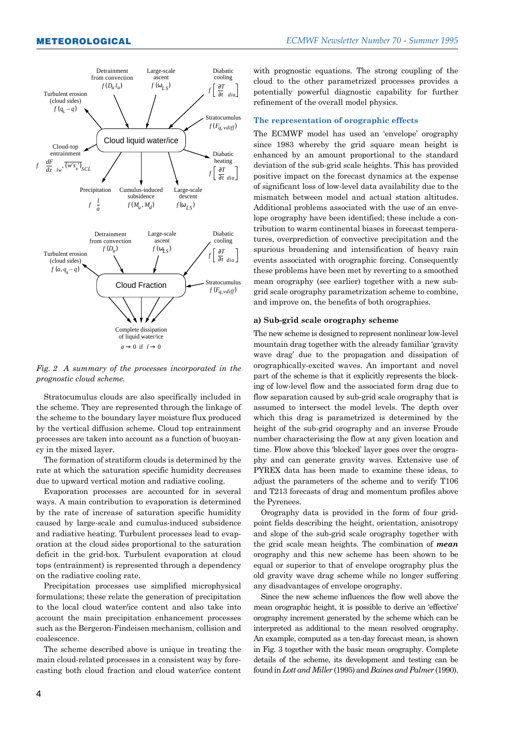Fig. 2 *A summary of the processes incorporated in the prognostic cloud scheme.*

Stratocumulus clouds are also specifically included in the scheme. They are represented through the linkage of the scheme to the boundary layer moisture flux produced by the vertical diffusion scheme. Cloud top entrainment processes are taken into account as a function of buoyancy in the mixed layer.

The formation of stratiform clouds is determined by the rate at which the saturation specific humidity decreases due to upward vertical motion and radiative cooling.

Evaporation processes are accounted for in several ways. A main contribution to evaporation is determined by the rate of increase of saturation specific humidity caused by large-scale and cumulus-induced subsidence and radiative heating. Turbulent processes lead to evaporation at the cloud sides proportional to the saturation deficit in the grid-box. Turbulent evaporation at cloud tops (entrainment) is represented through a dependency on the radiative cooling rate.

Precipitation processes use simplified microphysical formulations; these relate the generation of precipitation to the local cloud water/ice content and also take into account the main precipitation enhancement processes such as the Bergeron-Findeisen mechanism, collision and coalescence.

The scheme described above is unique in treating the main cloud-related processes in a consistent way by forecasting both cloud fraction and cloud water/ice content with prognostic equations. The strong coupling of the cloud to the other parametrized processes provides a potentially powerful diagnostic capability for further refinement of the overall model physics.

## The representation of orographic effects

The ECMWF model has used an 'envelope' orography since 1983 whereby the grid square mean height is enhanced by an amount proportional to the standard deviation of the sub-grid scale heights. This has provided positive impact on the forecast dynamics at the expense of significant loss of low-level data availability due to the mismatch between model and actual station altitudes. Additional problems associated with the use of an envelope orography have been identified; these include a contribution to warm continental biases in forecast temperatures, overprediction of convective precipitation and the spurious broadening and intensification of heavy rain events associated with orographic forcing. Consequently these problems have been met by reverting to a smoothed mean orography (see earlier) together with a new sub-grid scale orography parametrization scheme to combine, and improve on, the benefits of both orographies.

### a) Sub-grid scale orography scheme

The new scheme is designed to represent nonlinear low-level mountain drag together with the already familiar 'gravity wave drag' due to the propagation and dissipation of orographically-excited waves. An important and novel part of the scheme is that it explicitly represents the blocking of low-level flow and the associated form drag due to flow separation caused by sub-grid scale orography that is assumed to intersect the model levels. The depth over which this drag is parametrized is determined by the height of the sub-grid orography and an inverse Froude number characterising the flow at any given location and time. Flow above this 'blocked' layer goes over the orography and can generate gravity waves. Extensive use of PYREX data has been made to examine these ideas, to adjust the parameters of the scheme and to verify T106 and T213 forecasts of drag and momentum profiles above the Pyrenees.

Orography data is provided in the form of four grid-point fields describing the height, orientation, anisotropy and slope of the sub-grid scale orography together with the grid scale mean heights. The combination of ***mean*** orography and this new scheme has been shown to be equal or superior to that of envelope orography plus the old gravity wave drag scheme while no longer suffering any disadvantages of envelope orography.

Since the new scheme influences the flow well above the mean orographic height, it is possible to derive an 'effective' orography increment generated by the scheme which can be interpreted as additional to the mean resolved orography. An example, computed as a ten-day forecast mean, is shown in Fig. 3 together with the basic mean orography. Complete details of the scheme, its development and testing can be found in *Lott and Miller* (1995) and *Baines and Palmer* (1990).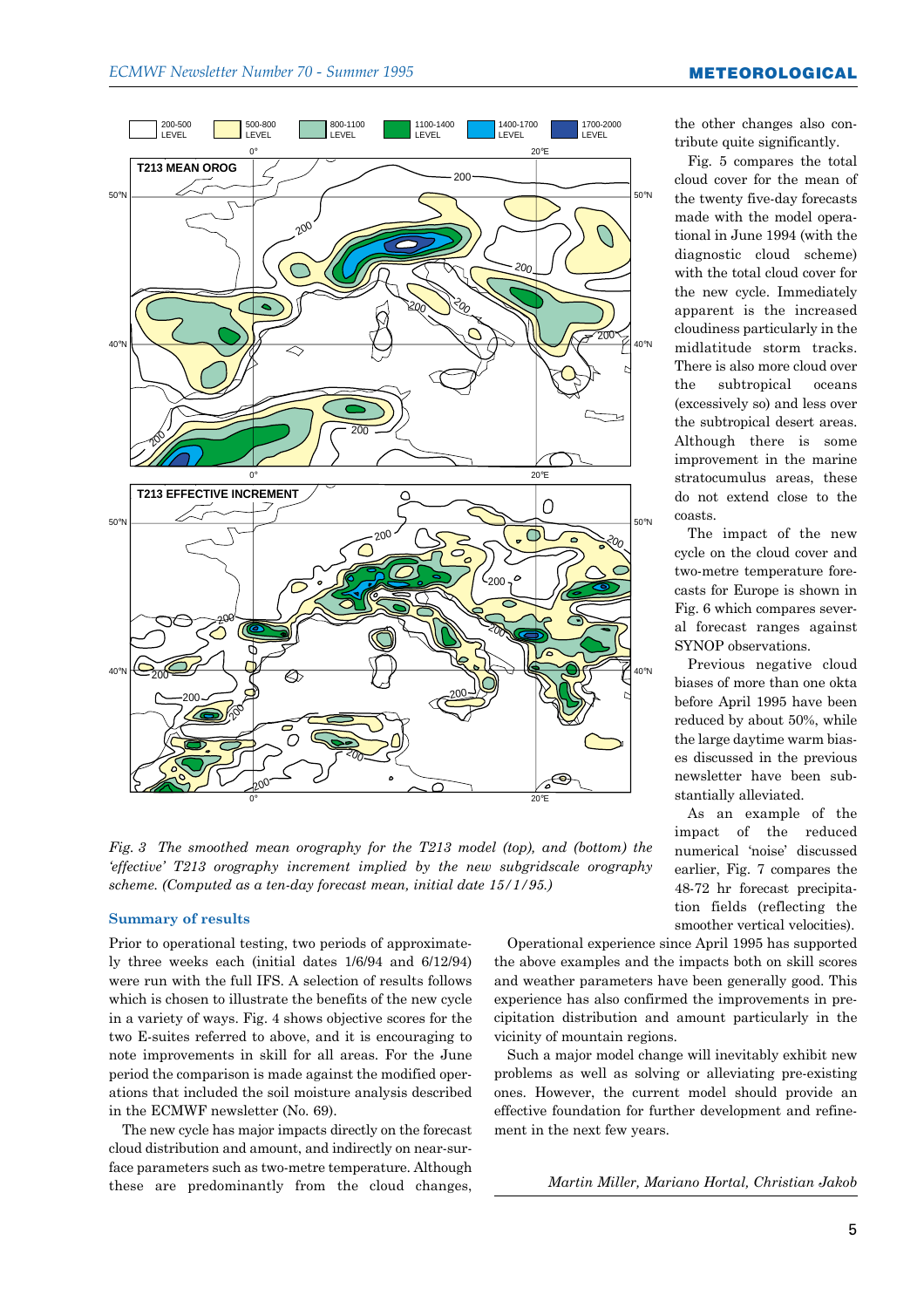Fig. 3 *The smoothed mean orography for the T213 model (top), and (bottom) the 'effective' T213 orography increment implied by the new subgridscale orography scheme. (Computed as a ten-day forecast mean, initial date 15/1/95.)*

the other changes also contribute quite significantly.

Fig. 5 compares the total cloud cover for the mean of the twenty five-day forecasts made with the model operational in June 1994 (with the diagnostic cloud scheme) with the total cloud cover for the new cycle. Immediately apparent is the increased cloudiness particularly in the midlatitude storm tracks. There is also more cloud over the subtropical oceans (excessively so) and less over the subtropical desert areas. Although there is some improvement in the marine stratocumulus areas, these do not extend close to the coasts.

The impact of the new cycle on the cloud cover and two-metre temperature forecasts for Europe is shown in Fig. 6 which compares several forecast ranges against SYNOP observations.

Previous negative cloud biases of more than one okta before April 1995 have been reduced by about 50%, while the large daytime warm biases discussed in the previous newsletter have been substantially alleviated.

As an example of the impact of the reduced numerical 'noise' discussed earlier, Fig. 7 compares the 48-72 hr forecast precipitation fields (reflecting the smoother vertical velocities).

## Summary of results

Prior to operational testing, two periods of approximately three weeks each (initial dates 1/6/94 and 6/12/94) were run with the full IFS. A selection of results follows which is chosen to illustrate the benefits of the new cycle in a variety of ways. Fig. 4 shows objective scores for the two E-suites referred to above, and it is encouraging to note improvements in skill for all areas. For the June period the comparison is made against the modified operations that included the soil moisture analysis described in the ECMWF newsletter (No. 69).

The new cycle has major impacts directly on the forecast cloud distribution and amount, and indirectly on near-surface parameters such as two-metre temperature. Although these are predominantly from the cloud changes,

Operational experience since April 1995 has supported the above examples and the impacts both on skill scores and weather parameters have been generally good. This experience has also confirmed the improvements in precipitation distribution and amount particularly in the vicinity of mountain regions.

Such a major model change will inevitably exhibit new problems as well as solving or alleviating pre-existing ones. However, the current model should provide an effective foundation for further development and refinement in the next few years.

*Martin Miller, Mariano Hortal, Christian Jakob*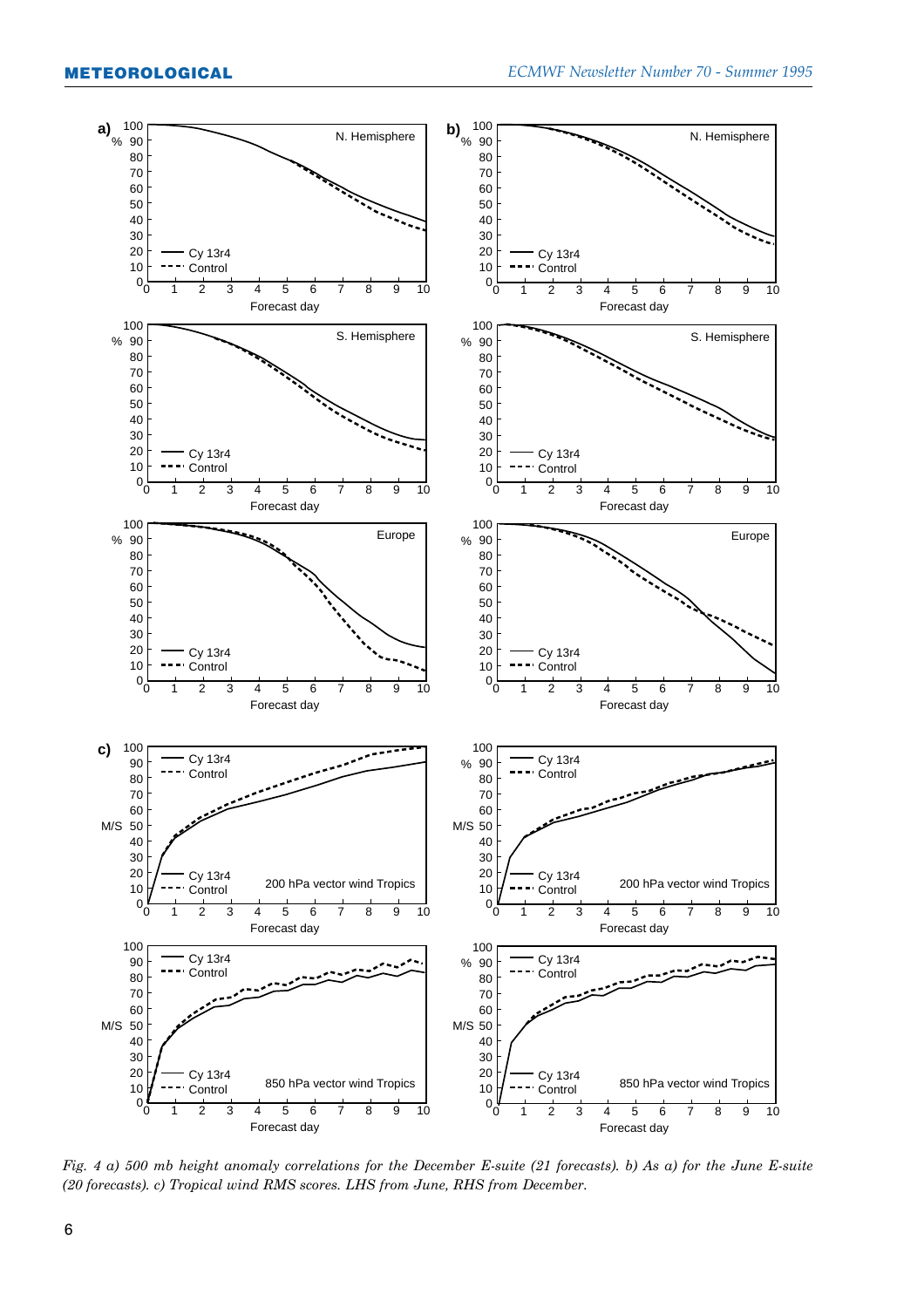*Fig. 4 a) 500 mb height anomaly correlations for the December E-suite (21 forecasts). b) As a) for the June E-suite (20 forecasts). c) Tropical wind RMS scores. LHS from June, RHS from December.*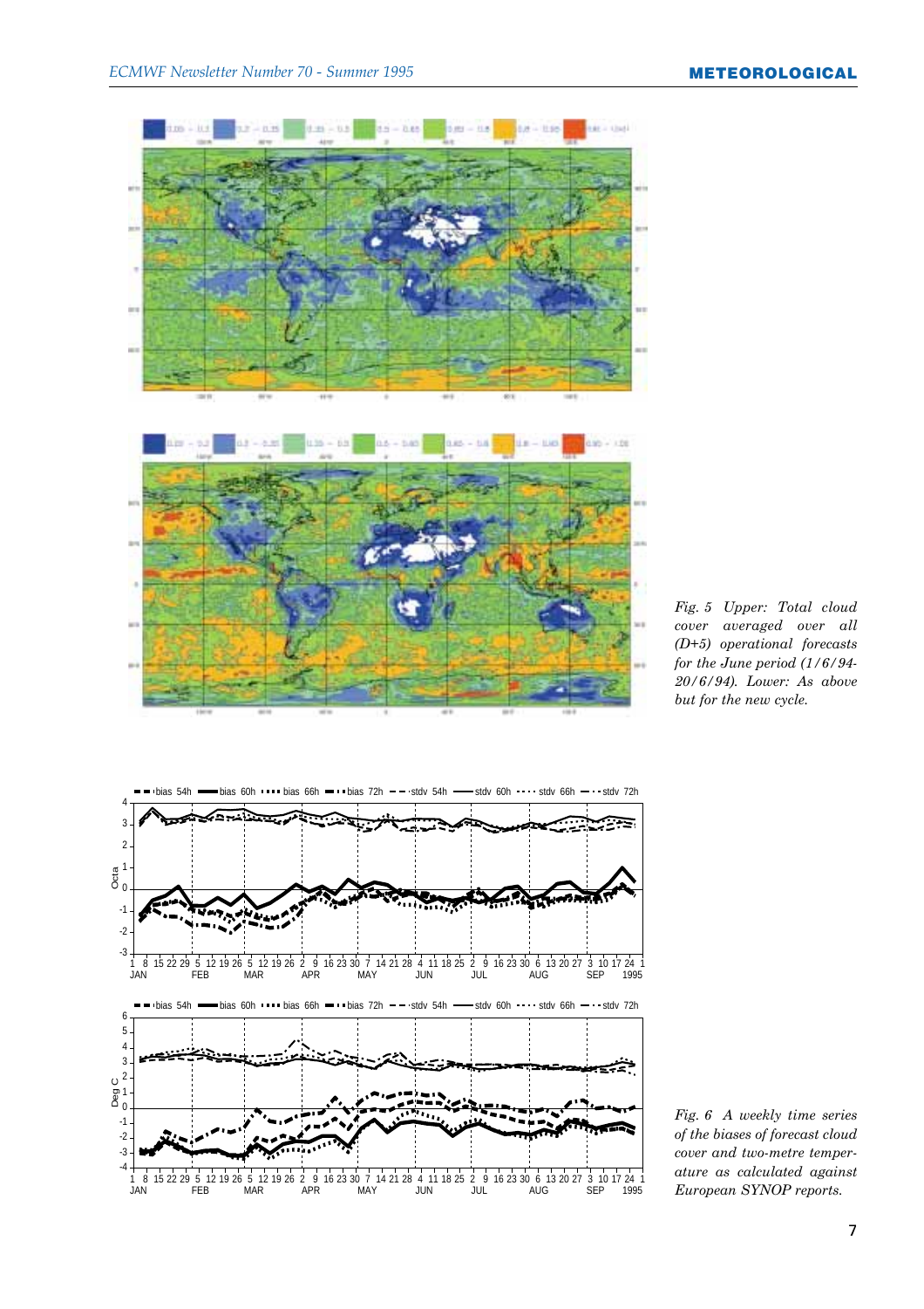*Fig. 5 Upper: Total cloud cover averaged over all (D+5) operational forecasts for the June period (1/6/94-20/6/94). Lower: As above but for the new cycle.*

*Fig. 6 A weekly time series of the biases of forecast cloud cover and two-metre temperature as calculated against European SYNOP reports.*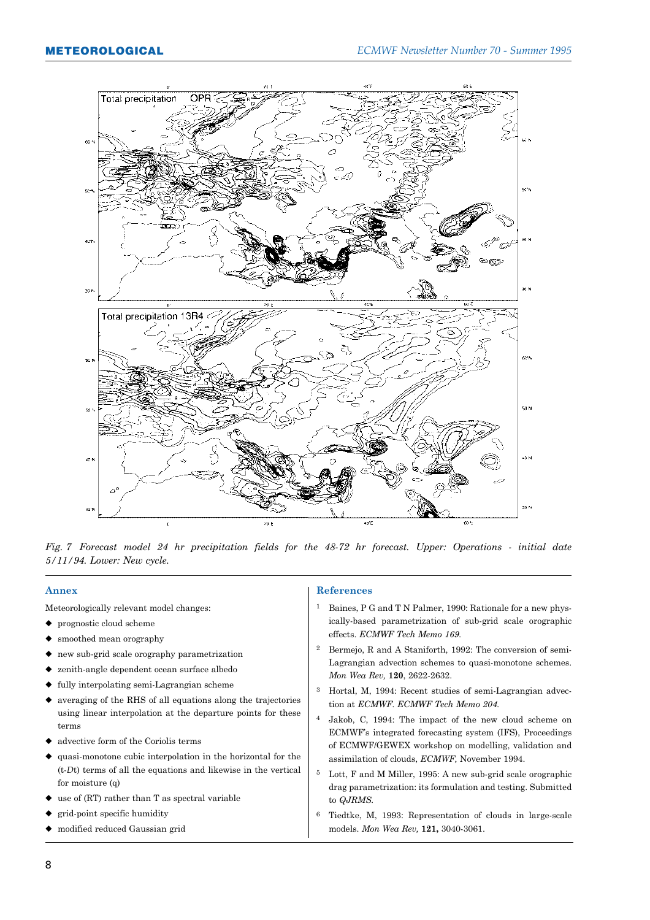*Fig. 7 Forecast model 24 hr precipitation fields for the 48-72 hr forecast. Upper: Operations - initial date 5/11/94. Lower: New cycle.*

## Annex

Meteorologically relevant model changes:

- prognostic cloud scheme
- smoothed mean orography
- new sub-grid scale orography parametrization
- zenith-angle dependent ocean surface albedo
- fully interpolating semi-Lagrangian scheme
- averaging of the RHS of all equations along the trajectories using linear interpolation at the departure points for these terms
- advective form of the Coriolis terms
- quasi-monotone cubic interpolation in the horizontal for the (t-*D*t) terms of all the equations and likewise in the vertical for moisture (q)
- use of (RT) rather than T as spectral variable
- grid-point specific humidity
- modified reduced Gaussian grid

## References

1. Baines, P G and T N Palmer, 1990: Rationale for a new physically-based parametrization of sub-grid scale orographic effects. *ECMWF Tech Memo 169.*
2. Bermejo, R and A Staniforth, 1992: The conversion of semi-Lagrangian advection schemes to quasi-monotone schemes. *Mon Wea Rev,* **120**, 2622-2632.
3. Hortal, M, 1994: Recent studies of semi-Lagrangian advection at ECMWF. *ECMWF Tech Memo 204.*
4. Jakob, C, 1994: The impact of the new cloud scheme on ECMWF's integrated forecasting system (IFS), Proceedings of ECMWF/GEWEX workshop on modelling, validation and assimilation of clouds, *ECMWF,* November 1994.
5. Lott, F and M Miller, 1995: A new sub-grid scale orographic drag parametrization: its formulation and testing. Submitted to *QJRMS.*
6. Tiedtke, M, 1993: Representation of clouds in large-scale models. *Mon Wea Rev,* **121,** 3040-3061.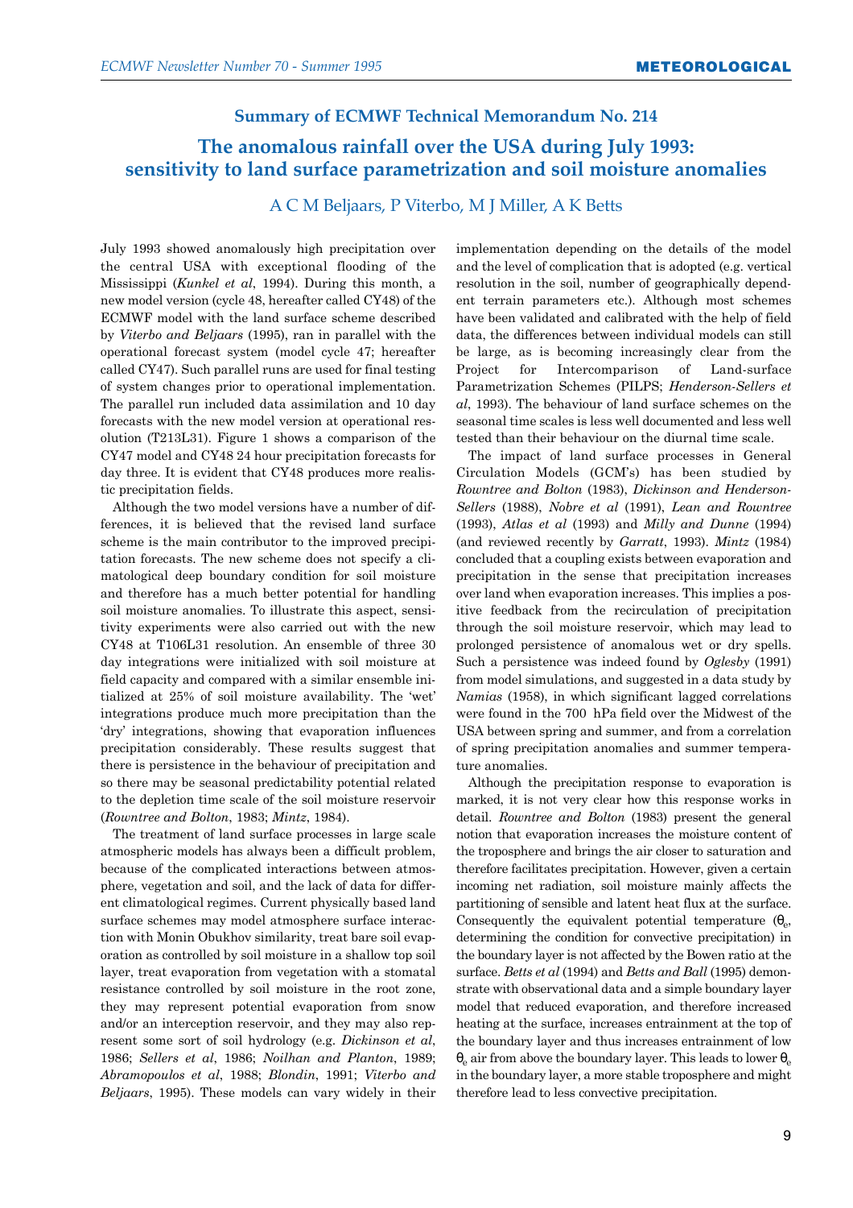## Summary of ECMWF Technical Memorandum No. 214

# The anomalous rainfall over the USA during July 1993: sensitivity to land surface parametrization and soil moisture anomalies

A C M Beljaars, P Viterbo, M J Miller, A K Betts

July 1993 showed anomalously high precipitation over the central USA with exceptional flooding of the Mississippi (*Kunkel et al*, 1994). During this month, a new model version (cycle 48, hereafter called CY48) of the ECMWF model with the land surface scheme described by *Viterbo and Beljaars* (1995), ran in parallel with the operational forecast system (model cycle 47; hereafter called CY47). Such parallel runs are used for final testing of system changes prior to operational implementation. The parallel run included data assimilation and 10 day forecasts with the new model version at operational resolution (T213L31). Figure 1 shows a comparison of the CY47 model and CY48 24 hour precipitation forecasts for day three. It is evident that CY48 produces more realistic precipitation fields.

Although the two model versions have a number of differences, it is believed that the revised land surface scheme is the main contributor to the improved precipitation forecasts. The new scheme does not specify a climatological deep boundary condition for soil moisture and therefore has a much better potential for handling soil moisture anomalies. To illustrate this aspect, sensitivity experiments were also carried out with the new CY48 at T106L31 resolution. An ensemble of three 30 day integrations were initialized with soil moisture at field capacity and compared with a similar ensemble initialized at 25% of soil moisture availability. The 'wet' integrations produce much more precipitation than the 'dry' integrations, showing that evaporation influences precipitation considerably. These results suggest that there is persistence in the behaviour of precipitation and so there may be seasonal predictability potential related to the depletion time scale of the soil moisture reservoir (*Rowntree and Bolton*, 1983; *Mintz*, 1984).

The treatment of land surface processes in large scale atmospheric models has always been a difficult problem, because of the complicated interactions between atmosphere, vegetation and soil, and the lack of data for different climatological regimes. Current physically based land surface schemes may model atmosphere surface interaction with Monin Obukhov similarity, treat bare soil evaporation as controlled by soil moisture in a shallow top soil layer, treat evaporation from vegetation with a stomatal resistance controlled by soil moisture in the root zone, they may represent potential evaporation from snow and/or an interception reservoir, and they may also represent some sort of soil hydrology (e.g. *Dickinson et al*, 1986; *Sellers et al*, 1986; *Noilhan and Planton*, 1989; *Abramopoulos et al*, 1988; *Blondin*, 1991; *Viterbo and Beljaars*, 1995). These models can vary widely in their implementation depending on the details of the model and the level of complication that is adopted (e.g. vertical resolution in the soil, number of geographically dependent terrain parameters etc.). Although most schemes have been validated and calibrated with the help of field data, the differences between individual models can still be large, as is becoming increasingly clear from the Project for Intercomparison of Land-surface Parametrization Schemes (PILPS; *Henderson-Sellers et al*, 1993). The behaviour of land surface schemes on the seasonal time scales is less well documented and less well tested than their behaviour on the diurnal time scale.

The impact of land surface processes in General Circulation Models (GCM's) has been studied by *Rowntree and Bolton* (1983), *Dickinson and Henderson-Sellers* (1988), *Nobre et al* (1991), *Lean and Rowntree* (1993), *Atlas et al* (1993) and *Milly and Dunne* (1994) (and reviewed recently by *Garratt*, 1993). *Mintz* (1984) concluded that a coupling exists between evaporation and precipitation in the sense that precipitation increases over land when evaporation increases. This implies a positive feedback from the recirculation of precipitation through the soil moisture reservoir, which may lead to prolonged persistence of anomalous wet or dry spells. Such a persistence was indeed found by *Oglesby* (1991) from model simulations, and suggested in a data study by *Namias* (1958), in which significant lagged correlations were found in the 700 hPa field over the Midwest of the USA between spring and summer, and from a correlation of spring precipitation anomalies and summer temperature anomalies.

Although the precipitation response to evaporation is marked, it is not very clear how this response works in detail. *Rowntree and Bolton* (1983) present the general notion that evaporation increases the moisture content of the troposphere and brings the air closer to saturation and therefore facilitates precipitation. However, given a certain incoming net radiation, soil moisture mainly affects the partitioning of sensible and latent heat flux at the surface. Consequently the equivalent potential temperature ($\theta_e$, determining the condition for convective precipitation) in the boundary layer is not affected by the Bowen ratio at the surface. *Betts et al* (1994) and *Betts and Ball* (1995) demonstrate with observational data and a simple boundary layer model that reduced evaporation, and therefore increased heating at the surface, increases entrainment at the top of the boundary layer and thus increases entrainment of low $\theta_e$ air from above the boundary layer. This leads to lower $\theta_e$ in the boundary layer, a more stable troposphere and might therefore lead to less convective precipitation.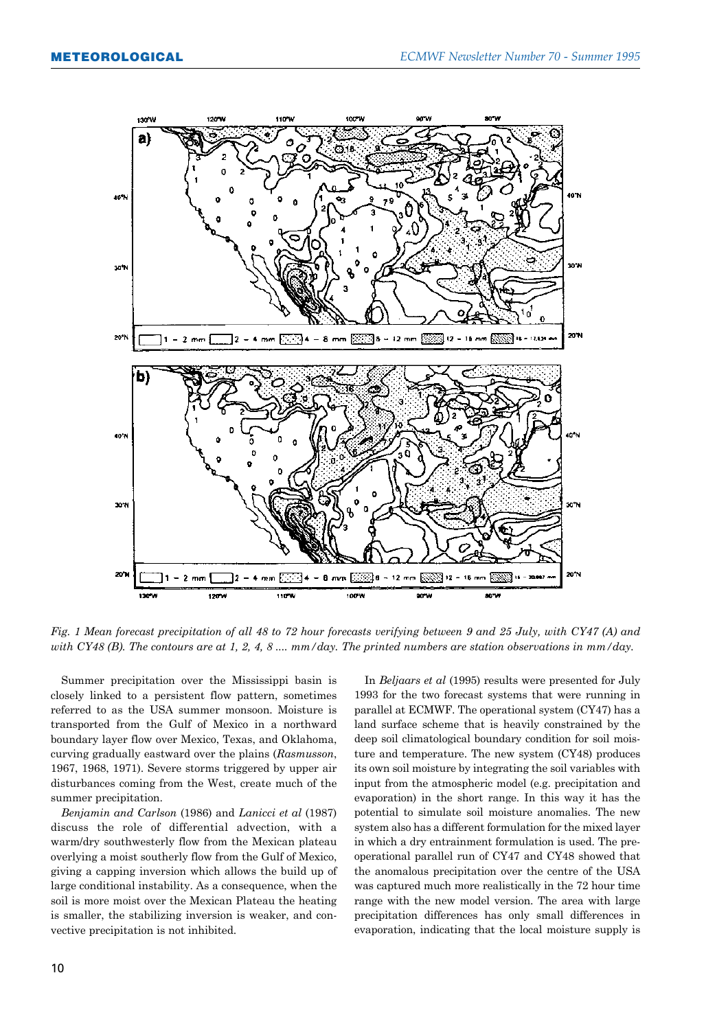Fig. 1 Mean forecast precipitation of all 48 to 72 hour forecasts verifying between 9 and 25 July, with CY47 (A) and with CY48 (B). The contours are at 1, 2, 4, 8 .... mm/day. The printed numbers are station observations in mm/day.

Summer precipitation over the Mississippi basin is closely linked to a persistent flow pattern, sometimes referred to as the USA summer monsoon. Moisture is transported from the Gulf of Mexico in a northward boundary layer flow over Mexico, Texas, and Oklahoma, curving gradually eastward over the plains (*Rasmusson*, 1967, 1968, 1971). Severe storms triggered by upper air disturbances coming from the West, create much of the summer precipitation.

*Benjamin and Carlson* (1986) and *Lanicci et al* (1987) discuss the role of differential advection, with a warm/dry southwesterly flow from the Mexican plateau overlying a moist southerly flow from the Gulf of Mexico, giving a capping inversion which allows the build up of large conditional instability. As a consequence, when the soil is more moist over the Mexican Plateau the heating is smaller, the stabilizing inversion is weaker, and convective precipitation is not inhibited.

In *Beljaars et al* (1995) results were presented for July 1993 for the two forecast systems that were running in parallel at ECMWF. The operational system (CY47) has a land surface scheme that is heavily constrained by the deep soil climatological boundary condition for soil moisture and temperature. The new system (CY48) produces its own soil moisture by integrating the soil variables with input from the atmospheric model (e.g. precipitation and evaporation) in the short range. In this way it has the potential to simulate soil moisture anomalies. The new system also has a different formulation for the mixed layer in which a dry entrainment formulation is used. The pre-operational parallel run of CY47 and CY48 showed that the anomalous precipitation over the centre of the USA was captured much more realistically in the 72 hour time range with the new model version. The area with large precipitation differences has only small differences in evaporation, indicating that the local moisture supply is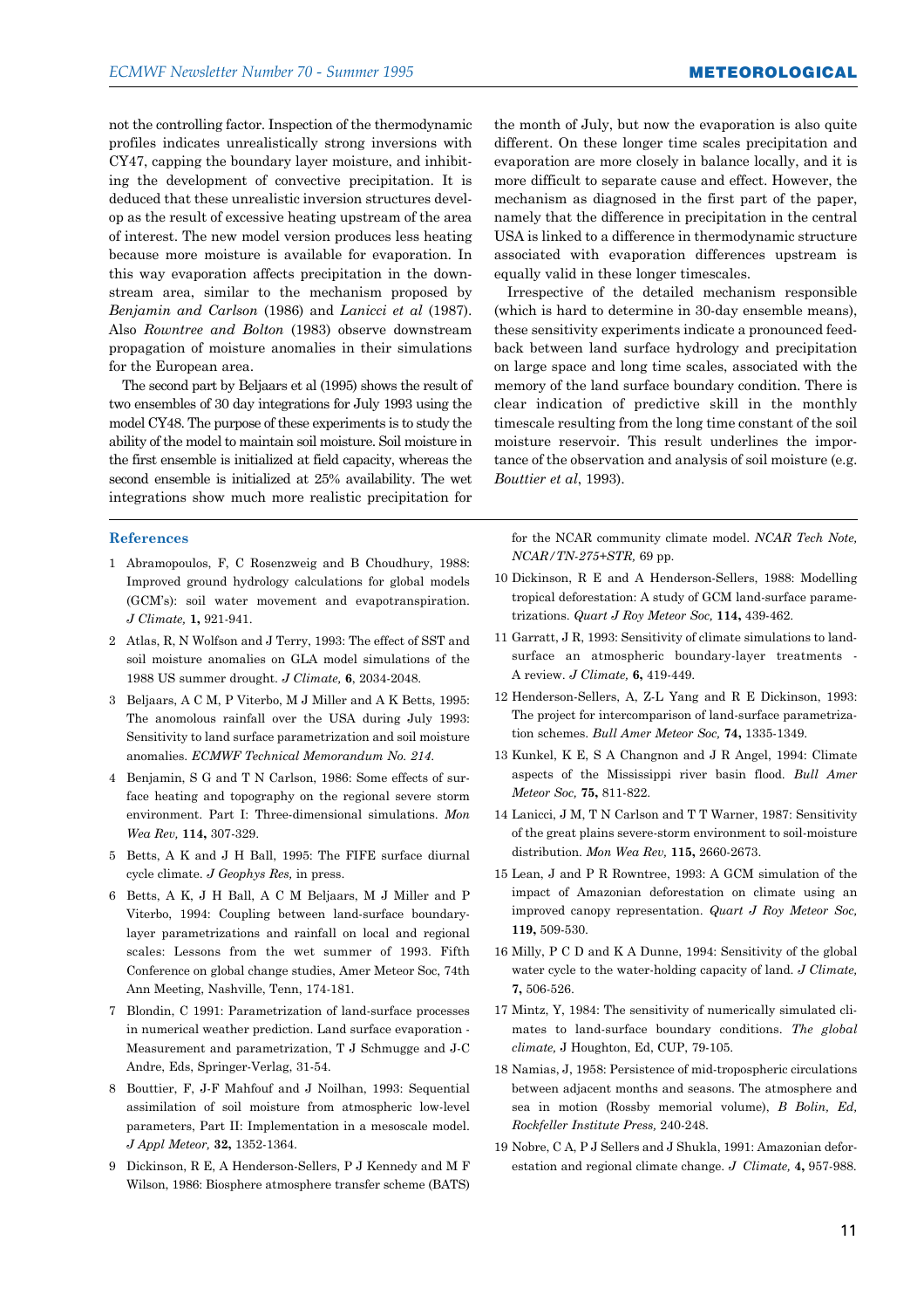not the controlling factor. Inspection of the thermodynamic profiles indicates unrealistically strong inversions with CY47, capping the boundary layer moisture, and inhibiting the development of convective precipitation. It is deduced that these unrealistic inversion structures develop as the result of excessive heating upstream of the area of interest. The new model version produces less heating because more moisture is available for evaporation. In this way evaporation affects precipitation in the downstream area, similar to the mechanism proposed by *Benjamin and Carlson* (1986) and *Lanicci et al* (1987). Also *Rowntree and Bolton* (1983) observe downstream propagation of moisture anomalies in their simulations for the European area.

The second part by Beljaars et al (1995) shows the result of two ensembles of 30 day integrations for July 1993 using the model CY48. The purpose of these experiments is to study the ability of the model to maintain soil moisture. Soil moisture in the first ensemble is initialized at field capacity, whereas the second ensemble is initialized at 25% availability. The wet integrations show much more realistic precipitation for the month of July, but now the evaporation is also quite different. On these longer time scales precipitation and evaporation are more closely in balance locally, and it is more difficult to separate cause and effect. However, the mechanism as diagnosed in the first part of the paper, namely that the difference in precipitation in the central USA is linked to a difference in thermodynamic structure associated with evaporation differences upstream is equally valid in these longer timescales.

Irrespective of the detailed mechanism responsible (which is hard to determine in 30-day ensemble means), these sensitivity experiments indicate a pronounced feedback between land surface hydrology and precipitation on large space and long time scales, associated with the memory of the land surface boundary condition. There is clear indication of predictive skill in the monthly timescale resulting from the long time constant of the soil moisture reservoir. This result underlines the importance of the observation and analysis of soil moisture (e.g. *Bouttier et al*, 1993).

## References

1. Abramopoulos, F, C Rosenzweig and B Choudhury, 1988: Improved ground hydrology calculations for global models (GCM's): soil water movement and evapotranspiration. *J Climate,* **1,** 921-941.
2. Atlas, R, N Wolfson and J Terry, 1993: The effect of SST and soil moisture anomalies on GLA model simulations of the 1988 US summer drought. *J Climate,* **6**, 2034-2048.
3. Beljaars, A C M, P Viterbo, M J Miller and A K Betts, 1995: The anomolous rainfall over the USA during July 1993: Sensitivity to land surface parametrization and soil moisture anomalies. *ECMWF Technical Memorandum No. 214.*
4. Benjamin, S G and T N Carlson, 1986: Some effects of surface heating and topography on the regional severe storm environment. Part I: Three-dimensional simulations. *Mon Wea Rev,* **114,** 307-329.
5. Betts, A K and J H Ball, 1995: The FIFE surface diurnal cycle climate. *J Geophys Res,* in press.
6. Betts, A K, J H Ball, A C M Beljaars, M J Miller and P Viterbo, 1994: Coupling between land-surface boundary-layer parametrizations and rainfall on local and regional scales: Lessons from the wet summer of 1993. Fifth Conference on global change studies, Amer Meteor Soc, 74th Ann Meeting, Nashville, Tenn, 174-181.
7. Blondin, C 1991: Parametrization of land-surface processes in numerical weather prediction. Land surface evaporation - Measurement and parametrization, T J Schmugge and J-C Andre, Eds, Springer-Verlag, 31-54.
8. Bouttier, F, J-F Mahfouf and J Noilhan, 1993: Sequential assimilation of soil moisture from atmospheric low-level parameters, Part II: Implementation in a mesoscale model. *J Appl Meteor,* **32,** 1352-1364.
9. Dickinson, R E, A Henderson-Sellers, P J Kennedy and M F Wilson, 1986: Biosphere atmosphere transfer scheme (BATS) for the NCAR community climate model. *NCAR Tech Note, NCAR/TN-275+STR,* 69 pp.
10. Dickinson, R E and A Henderson-Sellers, 1988: Modelling tropical deforestation: A study of GCM land-surface parametrizations. *Quart J Roy Meteor Soc,* **114,** 439-462.
11. Garratt, J R, 1993: Sensitivity of climate simulations to land-surface an atmospheric boundary-layer treatments - A review. *J Climate,* **6,** 419-449.
12. Henderson-Sellers, A, Z-L Yang and R E Dickinson, 1993: The project for intercomparison of land-surface parametrization schemes. *Bull Amer Meteor Soc,* **74,** 1335-1349.
13. Kunkel, K E, S A Changnon and J R Angel, 1994: Climate aspects of the Mississippi river basin flood. *Bull Amer Meteor Soc,* **75,** 811-822.
14. Lanicci, J M, T N Carlson and T T Warner, 1987: Sensitivity of the great plains severe-storm environment to soil-moisture distribution. *Mon Wea Rev,* **115,** 2660-2673.
15. Lean, J and P R Rowntree, 1993: A GCM simulation of the impact of Amazonian deforestation on climate using an improved canopy representation. *Quart J Roy Meteor Soc,* **119,** 509-530.
16. Milly, P C D and K A Dunne, 1994: Sensitivity of the global water cycle to the water-holding capacity of land. *J Climate,* **7,** 506-526.
17. Mintz, Y, 1984: The sensitivity of numerically simulated climates to land-surface boundary conditions. *The global climate,* J Houghton, Ed, CUP, 79-105.
18. Namias, J, 1958: Persistence of mid-tropospheric circulations between adjacent months and seasons. The atmosphere and sea in motion (Rossby memorial volume), *B Bolin, Ed, Rockfeller Institute Press,* 240-248.
19. Nobre, C A, P J Sellers and J Shukla, 1991: Amazonian deforestation and regional climate change. *J Climate,* **4,** 957-988.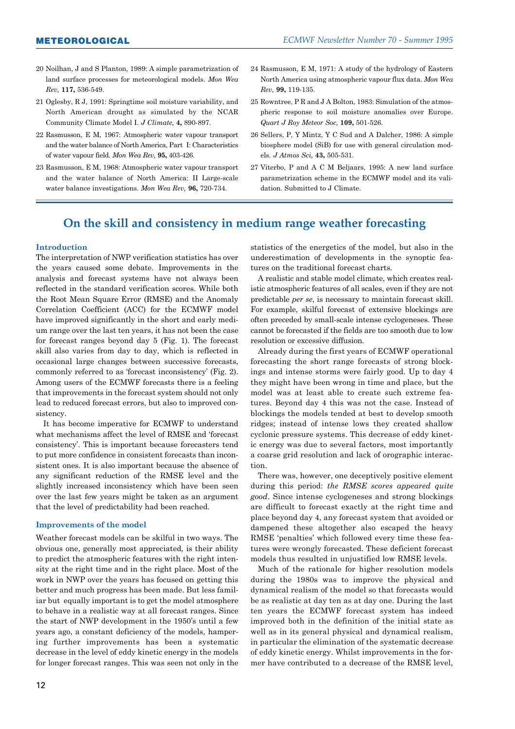20 Noilhan, J and S Planton, 1989: A simple parametrization of land surface processes for meteorological models. *Mon Wea Rev,* **117,** 536-549.

21 Oglesby, R J, 1991: Springtime soil moisture variability, and North American drought as simulated by the NCAR Community Climate Model I. *J Climate,* **4,** 890-897.

22 Rasmusson, E M, 1967: Atmospheric water vapour transport and the water balance of North America, Part I: Characteristics of water vapour field. *Mon Wea Rev,* **95,** 403-426.

23 Rasmusson, E M, 1968: Atmospheric water vapour transport and the water balance of North America: II Large-scale water balance investigations. *Mon Wea Rev,* **96,** 720-734.

24 Rasmusson, E M, 1971: A study of the hydrology of Eastern North America using atmospheric vapour flux data. *Mon Wea Rev,* **99,** 119-135.

25 Rowntree, P R and J A Bolton, 1983: Simulation of the atmospheric response to soil moisture anomalies over Europe. *Quart J Roy Meteor Soc,* **109,** 501-526.

26 Sellers, P, Y Mintz, Y C Sud and A Dalcher, 1986: A simple biosphere model (SiB) for use with general circulation models. *J Atmos Sci,* **43,** 505-531.

27 Viterbo, P and A C M Beljaars, 1995: A new land surface parametrization scheme in the ECMWF model and its validation. Submitted to J Climate.

# On the skill and consistency in medium range weather forecasting

### Introduction

The interpretation of NWP verification statistics has over the years caused some debate. Improvements in the analysis and forecast systems have not always been reflected in the standard verification scores. While both the Root Mean Square Error (RMSE) and the Anomaly Correlation Coefficient (ACC) for the ECMWF model have improved significantly in the short and early medium range over the last ten years, it has not been the case for forecast ranges beyond day 5 (Fig. 1). The forecast skill also varies from day to day, which is reflected in occasional large changes between successive forecasts, commonly referred to as 'forecast inconsistency' (Fig. 2). Among users of the ECMWF forecasts there is a feeling that improvements in the forecast system should not only lead to reduced forecast errors, but also to improved consistency.

It has become imperative for ECMWF to understand what mechanisms affect the level of RMSE and 'forecast consistency'. This is important because forecasters tend to put more confidence in consistent forecasts than inconsistent ones. It is also important because the absence of any significant reduction of the RMSE level and the slightly increased inconsistency which have been seen over the last few years might be taken as an argument that the level of predictability had been reached.

### Improvements of the model

Weather forecast models can be skilful in two ways. The obvious one, generally most appreciated, is their ability to predict the atmospheric features with the right intensity at the right time and in the right place. Most of the work in NWP over the years has focused on getting this better and much progress has been made. But less familiar but equally important is to get the model atmosphere to behave in a realistic way at all forecast ranges. Since the start of NWP development in the 1950's until a few years ago, a constant deficiency of the models, hampering further improvements has been a systematic decrease in the level of eddy kinetic energy in the models for longer forecast ranges. This was seen not only in the statistics of the energetics of the model, but also in the underestimation of developments in the synoptic features on the traditional forecast charts.

A realistic and stable model climate, which creates realistic atmospheric features of all scales, even if they are not predictable *per se*, is necessary to maintain forecast skill. For example, skilful forecast of extensive blockings are often preceded by small-scale intense cyclogeneses. These cannot be forecasted if the fields are too smooth due to low resolution or excessive diffusion.

Already during the first years of ECMWF operational forecasting the short range forecasts of strong blockings and intense storms were fairly good. Up to day 4 they might have been wrong in time and place, but the model was at least able to create such extreme features. Beyond day 4 this was not the case. Instead of blockings the models tended at best to develop smooth ridges; instead of intense lows they created shallow cyclonic pressure systems. This decrease of eddy kinetic energy was due to several factors, most importantly a coarse grid resolution and lack of orographic interaction.

There was, however, one deceptively positive element during this period: *the RMSE scores appeared quite good*. Since intense cyclogeneses and strong blockings are difficult to forecast exactly at the right time and place beyond day 4, any forecast system that avoided or dampened these altogether also escaped the heavy RMSE 'penalties' which followed every time these features were wrongly forecasted. These deficient forecast models thus resulted in unjustified low RMSE levels.

Much of the rationale for higher resolution models during the 1980s was to improve the physical and dynamical realism of the model so that forecasts would be as realistic at day ten as at day one. During the last ten years the ECMWF forecast system has indeed improved both in the definition of the initial state as well as in its general physical and dynamical realism, in particular the elimination of the systematic decrease of eddy kinetic energy. Whilst improvements in the former have contributed to a decrease of the RMSE level,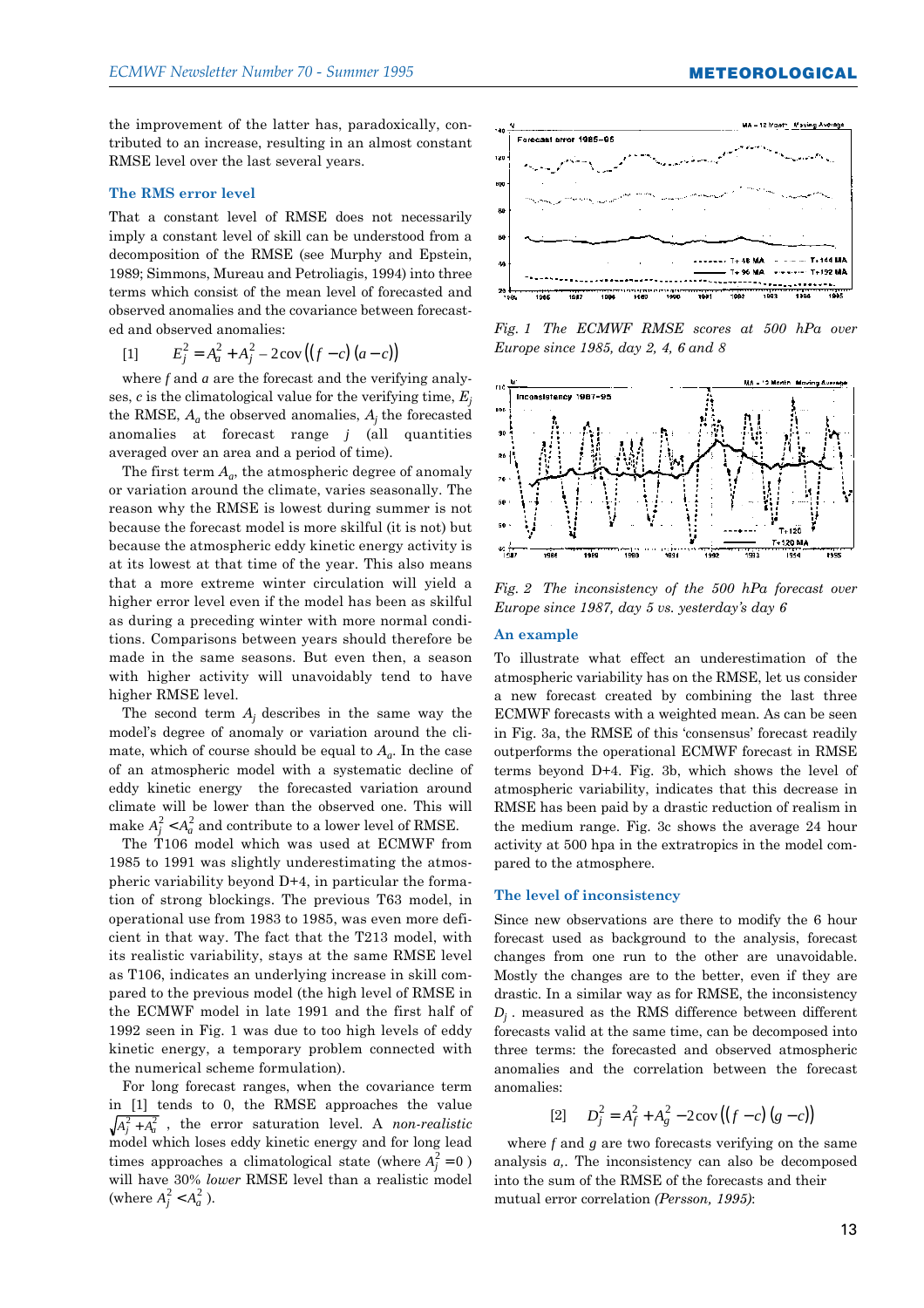the improvement of the latter has, paradoxically, contributed to an increase, resulting in an almost constant RMSE level over the last several years.

### The RMS error level

That a constant level of RMSE does not necessarily imply a constant level of skill can be understood from a decomposition of the RMSE (see Murphy and Epstein, 1989; Simmons, Mureau and Petroliagis, 1994) into three terms which consist of the mean level of forecasted and observed anomalies and the covariance between forecasted and observed anomalies:

$$[1] \qquad E_j^2 = A_a^2 + A_j^2 - 2\operatorname{cov}\left((f - c)\,(a - c)\right)$$

where *f* and *a* are the forecast and the verifying analyses, *c* is the climatological value for the verifying time, $E_j$ the RMSE, $A_a$ the observed anomalies, $A_j$ the forecasted anomalies at forecast range *j* (all quantities averaged over an area and a period of time).

The first term $A_a$, the atmospheric degree of anomaly or variation around the climate, varies seasonally. The reason why the RMSE is lowest during summer is not because the forecast model is more skilful (it is not) but because the atmospheric eddy kinetic energy activity is at its lowest at that time of the year. This also means that a more extreme winter circulation will yield a higher error level even if the model has been as skilful as during a preceding winter with more normal conditions. Comparisons between years should therefore be made in the same seasons. But even then, a season with higher activity will unavoidably tend to have higher RMSE level.

The second term $A_j$ describes in the same way the model's degree of anomaly or variation around the climate, which of course should be equal to $A_a$. In the case of an atmospheric model with a systematic decline of eddy kinetic energy the forecasted variation around climate will be lower than the observed one. This will make $A_j^2 < A_a^2$ and contribute to a lower level of RMSE.

The T106 model which was used at ECMWF from 1985 to 1991 was slightly underestimating the atmospheric variability beyond D+4, in particular the formation of strong blockings. The previous T63 model, in operational use from 1983 to 1985, was even more deficient in that way. The fact that the T213 model, with its realistic variability, stays at the same RMSE level as T106, indicates an underlying increase in skill compared to the previous model (the high level of RMSE in the ECMWF model in late 1991 and the first half of 1992 seen in Fig. 1 was due to too high levels of eddy kinetic energy, a temporary problem connected with the numerical scheme formulation).

For long forecast ranges, when the covariance term in [1] tends to 0, the RMSE approaches the value $\sqrt{A_j^2 + A_a^2}$, the error saturation level. A *non-realistic* model which loses eddy kinetic energy and for long lead times approaches a climatological state (where $A_j^2 = 0$) will have 30% *lower* RMSE level than a realistic model (where $A_j^2 < A_a^2$).

*Fig. 1 The ECMWF RMSE scores at 500 hPa over Europe since 1985, day 2, 4, 6 and 8*

*Fig. 2 The inconsistency of the 500 hPa forecast over Europe since 1987, day 5 vs. yesterday's day 6*

### An example

To illustrate what effect an underestimation of the atmospheric variability has on the RMSE, let us consider a new forecast created by combining the last three ECMWF forecasts with a weighted mean. As can be seen in Fig. 3a, the RMSE of this 'consensus' forecast readily outperforms the operational ECMWF forecast in RMSE terms beyond D+4. Fig. 3b, which shows the level of atmospheric variability, indicates that this decrease in RMSE has been paid by a drastic reduction of realism in the medium range. Fig. 3c shows the average 24 hour activity at 500 hpa in the extratropics in the model compared to the atmosphere.

### The level of inconsistency

Since new observations are there to modify the 6 hour forecast used as background to the analysis, forecast changes from one run to the other are unavoidable. Mostly the changes are to the better, even if they are drastic. In a similar way as for RMSE, the inconsistency $D_j$ . measured as the RMS difference between different forecasts valid at the same time, can be decomposed into three terms: the forecasted and observed atmospheric anomalies and the correlation between the forecast anomalies:

$$[2] \qquad D_j^2 = A_f^2 + A_g^2 - 2\operatorname{cov}\left((f - c)\,(g - c)\right)$$

where *f* and *g* are two forecasts verifying on the same analysis *a*,. The inconsistency can also be decomposed into the sum of the RMSE of the forecasts and their mutual error correlation *(Persson, 1995)*: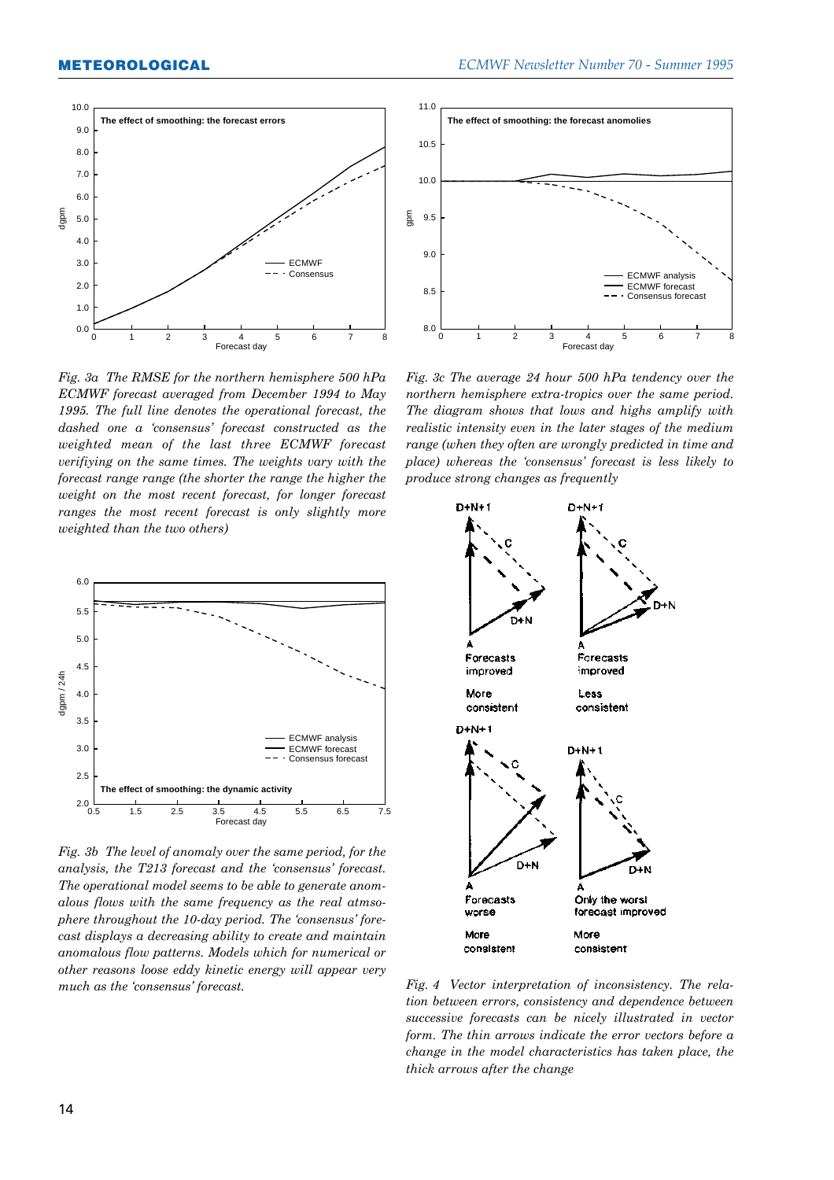*Fig. 3a The RMSE for the northern hemisphere 500 hPa ECMWF forecast averaged from December 1994 to May 1995. The full line denotes the operational forecast, the dashed one a 'consensus' forecast constructed as the weighted mean of the last three ECMWF forecast verifiying on the same times. The weights vary with the forecast range range (the shorter the range the higher the weight on the most recent forecast, for longer forecast ranges the most recent forecast is only slightly more weighted than the two others)*

*Fig. 3b The level of anomaly over the same period, for the analysis, the T213 forecast and the 'consensus' forecast. The operational model seems to be able to generate anomalous flows with the same frequency as the real atmosphere throughout the 10-day period. The 'consensus' forecast displays a decreasing ability to create and maintain anomalous flow patterns. Models which for numerical or other reasons loose eddy kinetic energy will appear very much as the 'consensus' forecast.*

*Fig. 3c The average 24 hour 500 hPa tendency over the northern hemisphere extra-tropics over the same period. The diagram shows that lows and highs amplify with realistic intensity even in the later stages of the medium range (when they often are wrongly predicted in time and place) whereas the 'consensus' forecast is less likely to produce strong changes as frequently*

*Fig. 4 Vector interpretation of inconsistency. The relation between errors, consistency and dependence between successive forecasts can be nicely illustrated in vector form. The thin arrows indicate the error vectors before a change in the model characteristics has taken place, the thick arrows after the change*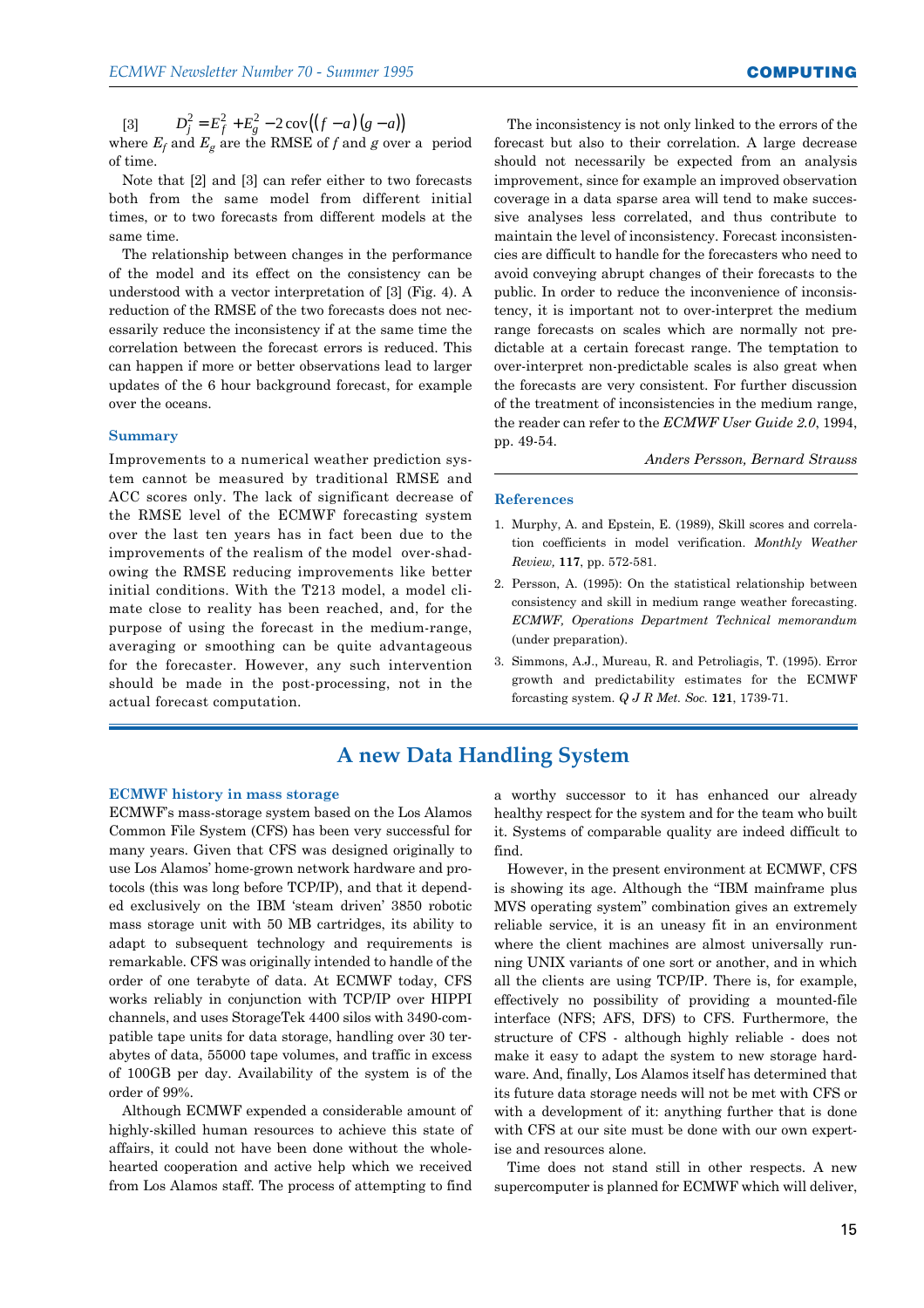[3] $$D_j^2 = E_f^2 + E_g^2 - 2\,\mathrm{cov}\big((f-a)(g-a)\big)$$

where $E_f$ and $E_g$ are the RMSE of $f$ and $g$ over a period of time.

Note that [2] and [3] can refer either to two forecasts both from the same model from different initial times, or to two forecasts from different models at the same time.

The relationship between changes in the performance of the model and its effect on the consistency can be understood with a vector interpretation of [3] (Fig. 4). A reduction of the RMSE of the two forecasts does not necessarily reduce the inconsistency if at the same time the correlation between the forecast errors is reduced. This can happen if more or better observations lead to larger updates of the 6 hour background forecast, for example over the oceans.

### Summary

Improvements to a numerical weather prediction system cannot be measured by traditional RMSE and ACC scores only. The lack of significant decrease of the RMSE level of the ECMWF forecasting system over the last ten years has in fact been due to the improvements of the realism of the model over-shadowing the RMSE reducing improvements like better initial conditions. With the T213 model, a model climate close to reality has been reached, and, for the purpose of using the forecast in the medium-range, averaging or smoothing can be quite advantageous for the forecaster. However, any such intervention should be made in the post-processing, not in the actual forecast computation.

The inconsistency is not only linked to the errors of the forecast but also to their correlation. A large decrease should not necessarily be expected from an analysis improvement, since for example an improved observation coverage in a data sparse area will tend to make successive analyses less correlated, and thus contribute to maintain the level of inconsistency. Forecast inconsistencies are difficult to handle for the forecasters who need to avoid conveying abrupt changes of their forecasts to the public. In order to reduce the inconvenience of inconsistency, it is important not to over-interpret the medium range forecasts on scales which are normally not predictable at a certain forecast range. The temptation to over-interpret non-predictable scales is also great when the forecasts are very consistent. For further discussion of the treatment of inconsistencies in the medium range, the reader can refer to the *ECMWF User Guide 2.0*, 1994, pp. 49-54.

*Anders Persson, Bernard Strauss*

### References

1. Murphy, A. and Epstein, E. (1989), Skill scores and correlation coefficients in model verification. *Monthly Weather Review,* **117**, pp. 572-581.
2. Persson, A. (1995): On the statistical relationship between consistency and skill in medium range weather forecasting. *ECMWF, Operations Department Technical memorandum* (under preparation).
3. Simmons, A.J., Mureau, R. and Petroliagis, T. (1995). Error growth and predictability estimates for the ECMWF forcasting system. *Q J R Met. Soc.* **121**, 1739-71.

## A new Data Handling System

### ECMWF history in mass storage

ECMWF's mass-storage system based on the Los Alamos Common File System (CFS) has been very successful for many years. Given that CFS was designed originally to use Los Alamos' home-grown network hardware and protocols (this was long before TCP/IP), and that it depended exclusively on the IBM 'steam driven' 3850 robotic mass storage unit with 50 MB cartridges, its ability to adapt to subsequent technology and requirements is remarkable. CFS was originally intended to handle of the order of one terabyte of data. At ECMWF today, CFS works reliably in conjunction with TCP/IP over HIPPI channels, and uses StorageTek 4400 silos with 3490-compatible tape units for data storage, handling over 30 terabytes of data, 55000 tape volumes, and traffic in excess of 100GB per day. Availability of the system is of the order of 99%.

Although ECMWF expended a considerable amount of highly-skilled human resources to achieve this state of affairs, it could not have been done without the whole-hearted cooperation and active help which we received from Los Alamos staff. The process of attempting to find a worthy successor to it has enhanced our already healthy respect for the system and for the team who built it. Systems of comparable quality are indeed difficult to find.

However, in the present environment at ECMWF, CFS is showing its age. Although the "IBM mainframe plus MVS operating system" combination gives an extremely reliable service, it is an uneasy fit in an environment where the client machines are almost universally running UNIX variants of one sort or another, and in which all the clients are using TCP/IP. There is, for example, effectively no possibility of providing a mounted-file interface (NFS; AFS, DFS) to CFS. Furthermore, the structure of CFS - although highly reliable - does not make it easy to adapt the system to new storage hardware. And, finally, Los Alamos itself has determined that its future data storage needs will not be met with CFS or with a development of it: anything further that is done with CFS at our site must be done with our own expertise and resources alone.

Time does not stand still in other respects. A new supercomputer is planned for ECMWF which will deliver,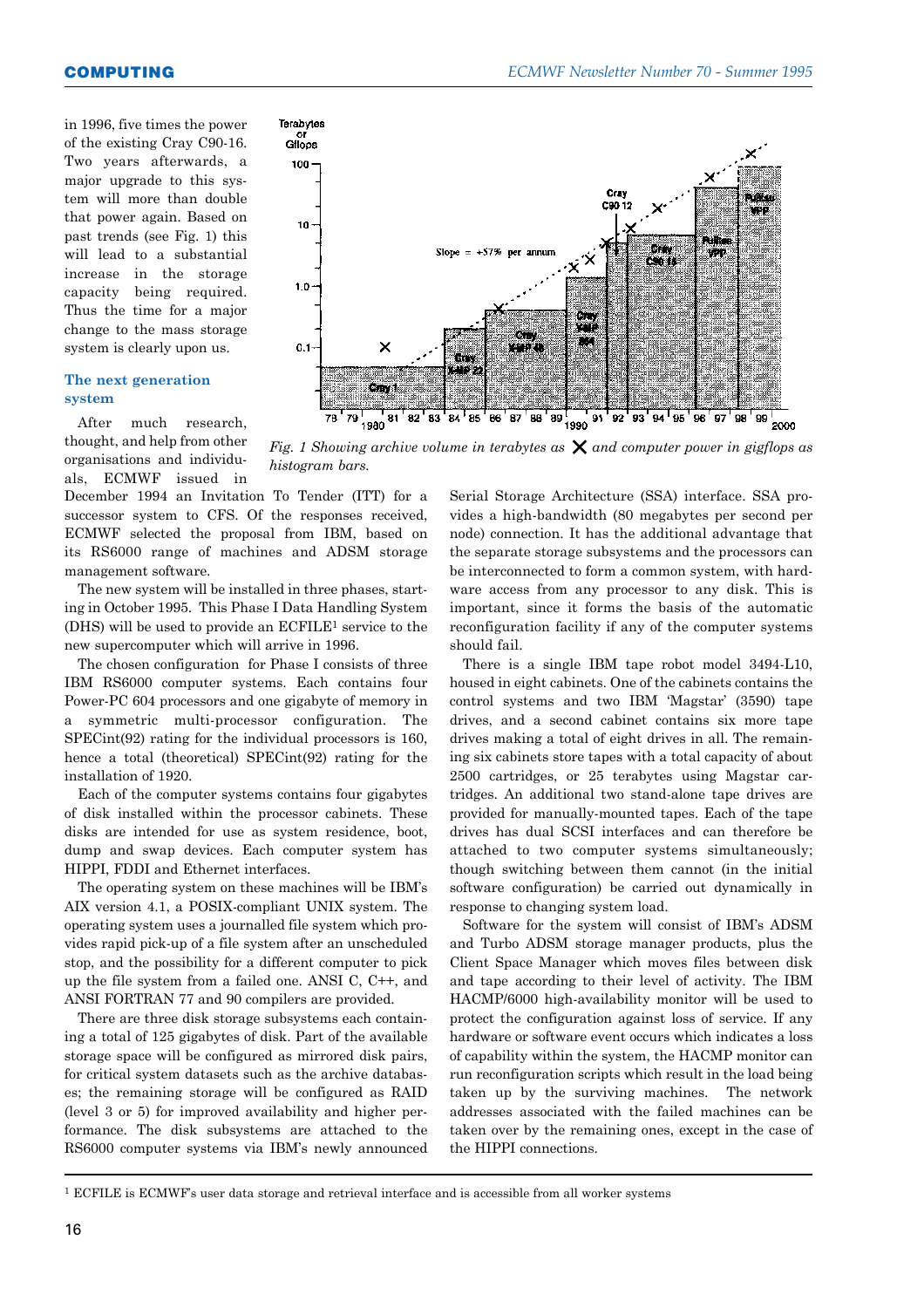in 1996, five times the power of the existing Cray C90-16. Two years afterwards, a major upgrade to this system will more than double that power again. Based on past trends (see Fig. 1) this will lead to a substantial increase in the storage capacity being required. Thus the time for a major change to the mass storage system is clearly upon us.

*Fig. 1 Showing archive volume in terabytes as ✕ and computer power in gigflops as histogram bars.*

### The next generation system

After much research, thought, and help from other organisations and individuals, ECMWF issued in December 1994 an Invitation To Tender (ITT) for a successor system to CFS. Of the responses received, ECMWF selected the proposal from IBM, based on its RS6000 range of machines and ADSM storage management software.

The new system will be installed in three phases, starting in October 1995. This Phase I Data Handling System (DHS) will be used to provide an ECFILE[1] service to the new supercomputer which will arrive in 1996.

The chosen configuration for Phase I consists of three IBM RS6000 computer systems. Each contains four Power-PC 604 processors and one gigabyte of memory in a symmetric multi-processor configuration. The SPECint(92) rating for the individual processors is 160, hence a total (theoretical) SPECint(92) rating for the installation of 1920.

Each of the computer systems contains four gigabytes of disk installed within the processor cabinets. These disks are intended for use as system residence, boot, dump and swap devices. Each computer system has HIPPI, FDDI and Ethernet interfaces.

The operating system on these machines will be IBM's AIX version 4.1, a POSIX-compliant UNIX system. The operating system uses a journalled file system which provides rapid pick-up of a file system after an unscheduled stop, and the possibility for a different computer to pick up the file system from a failed one. ANSI C, C++, and ANSI FORTRAN 77 and 90 compilers are provided.

There are three disk storage subsystems each containing a total of 125 gigabytes of disk. Part of the available storage space will be configured as mirrored disk pairs, for critical system datasets such as the archive databases; the remaining storage will be configured as RAID (level 3 or 5) for improved availability and higher performance. The disk subsystems are attached to the RS6000 computer systems via IBM's newly announced Serial Storage Architecture (SSA) interface. SSA provides a high-bandwidth (80 megabytes per second per node) connection. It has the additional advantage that the separate storage subsystems and the processors can be interconnected to form a common system, with hardware access from any processor to any disk. This is important, since it forms the basis of the automatic reconfiguration facility if any of the computer systems should fail.

There is a single IBM tape robot model 3494-L10, housed in eight cabinets. One of the cabinets contains the control systems and two IBM 'Magstar' (3590) tape drives, and a second cabinet contains six more tape drives making a total of eight drives in all. The remaining six cabinets store tapes with a total capacity of about 2500 cartridges, or 25 terabytes using Magstar cartridges. An additional two stand-alone tape drives are provided for manually-mounted tapes. Each of the tape drives has dual SCSI interfaces and can therefore be attached to two computer systems simultaneously; though switching between them cannot (in the initial software configuration) be carried out dynamically in response to changing system load.

Software for the system will consist of IBM's ADSM and Turbo ADSM storage manager products, plus the Client Space Manager which moves files between disk and tape according to their level of activity. The IBM HACMP/6000 high-availability monitor will be used to protect the configuration against loss of service. If any hardware or software event occurs which indicates a loss of capability within the system, the HACMP monitor can run reconfiguration scripts which result in the load being taken up by the surviving machines. The network addresses associated with the failed machines can be taken over by the remaining ones, except in the case of the HIPPI connections.

[1] ECFILE is ECMWF's user data storage and retrieval interface and is accessible from all worker systems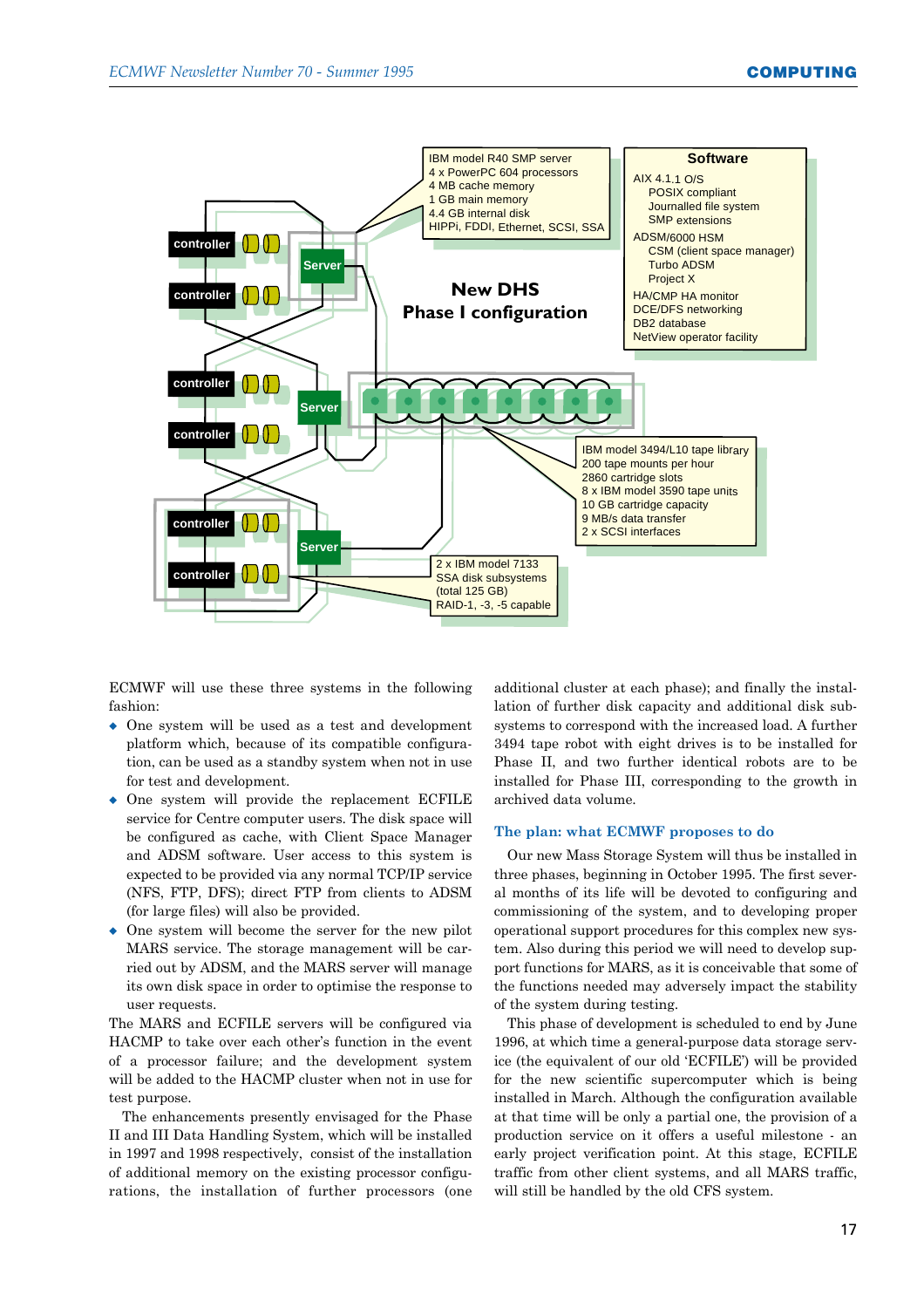**New DHS Phase I configuration**

IBM model R40 SMP server
4 x PowerPC 604 processors
4 MB cache memory
1 GB main memory
4.4 GB internal disk
HIPPi, FDDI, Ethernet, SCSI, SSA

**Software**

AIX 4.1.1 O/S
- POSIX compliant
- Journalled file system
- SMP extensions

ADSM/6000 HSM
- CSM (client space manager)
- Turbo ADSM
- Project X

HA/CMP HA monitor
DCE/DFS networking
DB2 database
NetView operator facility

IBM model 3494/L10 tape library
200 tape mounts per hour
2860 cartridge slots
8 x IBM model 3590 tape units
10 GB cartridge capacity
9 MB/s data transfer
2 x SCSI interfaces

2 x IBM model 7133
SSA disk subsystems
(total 125 GB)
RAID-1, -3, -5 capable

ECMWF will use these three systems in the following fashion:

- One system will be used as a test and development platform which, because of its compatible configuration, can be used as a standby system when not in use for test and development.
- One system will provide the replacement ECFILE service for Centre computer users. The disk space will be configured as cache, with Client Space Manager and ADSM software. User access to this system is expected to be provided via any normal TCP/IP service (NFS, FTP, DFS); direct FTP from clients to ADSM (for large files) will also be provided.
- One system will become the server for the new pilot MARS service. The storage management will be carried out by ADSM, and the MARS server will manage its own disk space in order to optimise the response to user requests.

The MARS and ECFILE servers will be configured via HACMP to take over each other's function in the event of a processor failure; and the development system will be added to the HACMP cluster when not in use for test purpose.

The enhancements presently envisaged for the Phase II and III Data Handling System, which will be installed in 1997 and 1998 respectively, consist of the installation of additional memory on the existing processor configurations, the installation of further processors (one additional cluster at each phase); and finally the installation of further disk capacity and additional disk subsystems to correspond with the increased load. A further 3494 tape robot with eight drives is to be installed for Phase II, and two further identical robots are to be installed for Phase III, corresponding to the growth in archived data volume.

### The plan: what ECMWF proposes to do

Our new Mass Storage System will thus be installed in three phases, beginning in October 1995. The first several months of its life will be devoted to configuring and commissioning of the system, and to developing proper operational support procedures for this complex new system. Also during this period we will need to develop support functions for MARS, as it is conceivable that some of the functions needed may adversely impact the stability of the system during testing.

This phase of development is scheduled to end by June 1996, at which time a general-purpose data storage service (the equivalent of our old 'ECFILE') will be provided for the new scientific supercomputer which is being installed in March. Although the configuration available at that time will be only a partial one, the provision of a production service on it offers a useful milestone - an early project verification point. At this stage, ECFILE traffic from other client systems, and all MARS traffic, will still be handled by the old CFS system.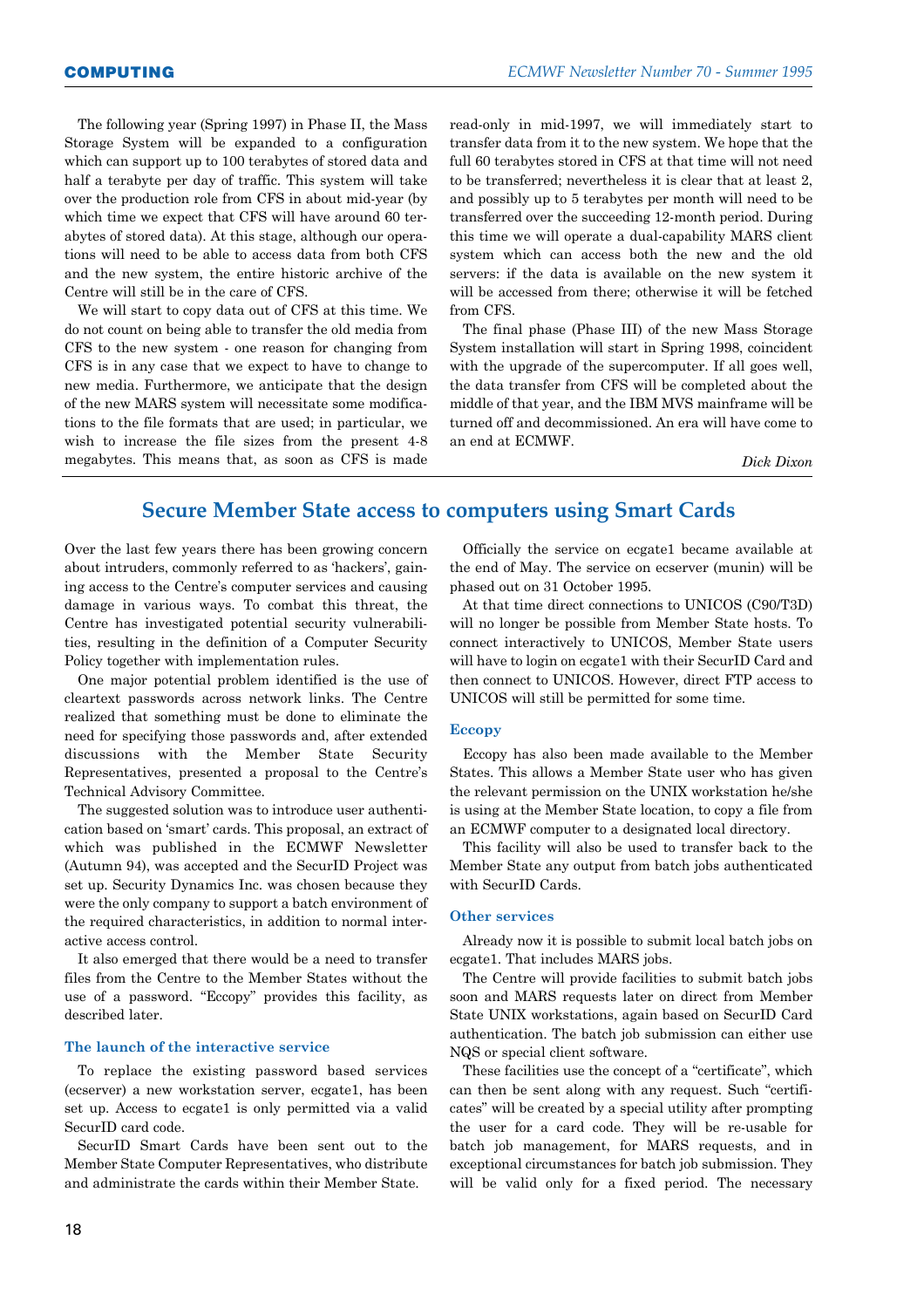The following year (Spring 1997) in Phase II, the Mass Storage System will be expanded to a configuration which can support up to 100 terabytes of stored data and half a terabyte per day of traffic. This system will take over the production role from CFS in about mid-year (by which time we expect that CFS will have around 60 terabytes of stored data). At this stage, although our operations will need to be able to access data from both CFS and the new system, the entire historic archive of the Centre will still be in the care of CFS.

We will start to copy data out of CFS at this time. We do not count on being able to transfer the old media from CFS to the new system - one reason for changing from CFS is in any case that we expect to have to change to new media. Furthermore, we anticipate that the design of the new MARS system will necessitate some modifications to the file formats that are used; in particular, we wish to increase the file sizes from the present 4-8 megabytes. This means that, as soon as CFS is made read-only in mid-1997, we will immediately start to transfer data from it to the new system. We hope that the full 60 terabytes stored in CFS at that time will not need to be transferred; nevertheless it is clear that at least 2, and possibly up to 5 terabytes per month will need to be transferred over the succeeding 12-month period. During this time we will operate a dual-capability MARS client system which can access both the new and the old servers: if the data is available on the new system it will be accessed from there; otherwise it will be fetched from CFS.

The final phase (Phase III) of the new Mass Storage System installation will start in Spring 1998, coincident with the upgrade of the supercomputer. If all goes well, the data transfer from CFS will be completed about the middle of that year, and the IBM MVS mainframe will be turned off and decommissioned. An era will have come to an end at ECMWF.

*Dick Dixon*

## Secure Member State access to computers using Smart Cards

Over the last few years there has been growing concern about intruders, commonly referred to as 'hackers', gaining access to the Centre's computer services and causing damage in various ways. To combat this threat, the Centre has investigated potential security vulnerabilities, resulting in the definition of a Computer Security Policy together with implementation rules.

One major potential problem identified is the use of cleartext passwords across network links. The Centre realized that something must be done to eliminate the need for specifying those passwords and, after extended discussions with the Member State Security Representatives, presented a proposal to the Centre's Technical Advisory Committee.

The suggested solution was to introduce user authentication based on 'smart' cards. This proposal, an extract of which was published in the ECMWF Newsletter (Autumn 94), was accepted and the SecurID Project was set up. Security Dynamics Inc. was chosen because they were the only company to support a batch environment of the required characteristics, in addition to normal interactive access control.

It also emerged that there would be a need to transfer files from the Centre to the Member States without the use of a password. "Eccopy" provides this facility, as described later.

### The launch of the interactive service

To replace the existing password based services (ecserver) a new workstation server, ecgate1, has been set up. Access to ecgate1 is only permitted via a valid SecurID card code.

SecurID Smart Cards have been sent out to the Member State Computer Representatives, who distribute and administrate the cards within their Member State.

Officially the service on ecgate1 became available at the end of May. The service on ecserver (munin) will be phased out on 31 October 1995.

At that time direct connections to UNICOS (C90/T3D) will no longer be possible from Member State hosts. To connect interactively to UNICOS, Member State users will have to login on ecgate1 with their SecurID Card and then connect to UNICOS. However, direct FTP access to UNICOS will still be permitted for some time.

### Eccopy

Eccopy has also been made available to the Member States. This allows a Member State user who has given the relevant permission on the UNIX workstation he/she is using at the Member State location, to copy a file from an ECMWF computer to a designated local directory.

This facility will also be used to transfer back to the Member State any output from batch jobs authenticated with SecurID Cards.

### Other services

Already now it is possible to submit local batch jobs on ecgate1. That includes MARS jobs.

The Centre will provide facilities to submit batch jobs soon and MARS requests later on direct from Member State UNIX workstations, again based on SecurID Card authentication. The batch job submission can either use NQS or special client software.

These facilities use the concept of a "certificate", which can then be sent along with any request. Such "certificates" will be created by a special utility after prompting the user for a card code. They will be re-usable for batch job management, for MARS requests, and in exceptional circumstances for batch job submission. They will be valid only for a fixed period. The necessary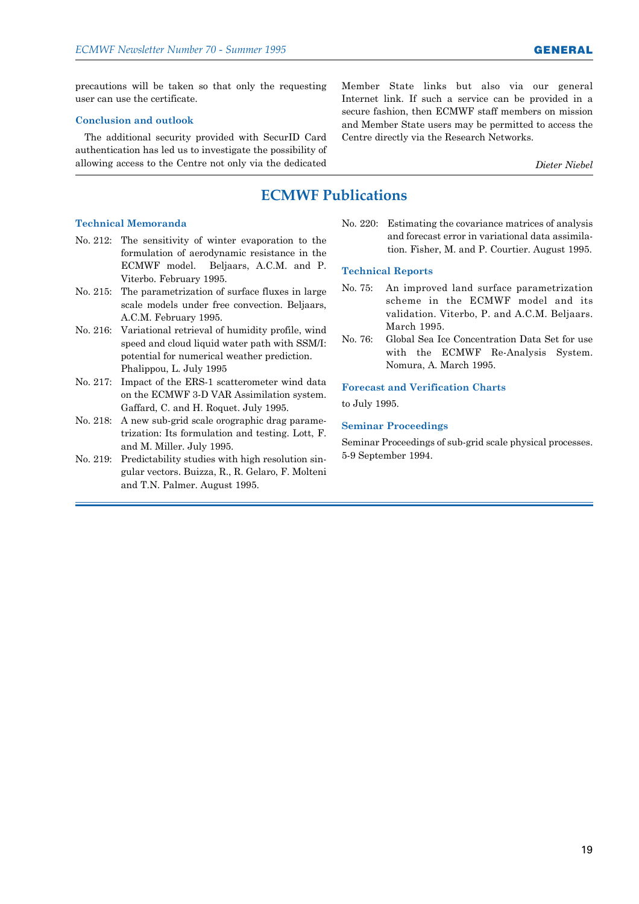precautions will be taken so that only the requesting user can use the certificate.

### Conclusion and outlook

The additional security provided with SecurID Card authentication has led us to investigate the possibility of allowing access to the Centre not only via the dedicated Member State links but also via our general Internet link. If such a service can be provided in a secure fashion, then ECMWF staff members on mission and Member State users may be permitted to access the Centre directly via the Research Networks.

*Dieter Niebel*

## ECMWF Publications

### Technical Memoranda

No. 212: The sensitivity of winter evaporation to the formulation of aerodynamic resistance in the ECMWF model. Beljaars, A.C.M. and P. Viterbo. February 1995.

No. 215: The parametrization of surface fluxes in large scale models under free convection. Beljaars, A.C.M. February 1995.

No. 216: Variational retrieval of humidity profile, wind speed and cloud liquid water path with SSM/I: potential for numerical weather prediction. Phalippou, L. July 1995

No. 217: Impact of the ERS-1 scatterometer wind data on the ECMWF 3-D VAR Assimilation system. Gaffard, C. and H. Roquet. July 1995.

No. 218: A new sub-grid scale orographic drag parametrization: Its formulation and testing. Lott, F. and M. Miller. July 1995.

No. 219: Predictability studies with high resolution singular vectors. Buizza, R., R. Gelaro, F. Molteni and T.N. Palmer. August 1995.

No. 220: Estimating the covariance matrices of analysis and forecast error in variational data assimilation. Fisher, M. and P. Courtier. August 1995.

### Technical Reports

No. 75: An improved land surface parametrization scheme in the ECMWF model and its validation. Viterbo, P. and A.C.M. Beljaars. March 1995.

No. 76: Global Sea Ice Concentration Data Set for use with the ECMWF Re-Analysis System. Nomura, A. March 1995.

### Forecast and Verification Charts

to July 1995.

### Seminar Proceedings

Seminar Proceedings of sub-grid scale physical processes. 5-9 September 1994.